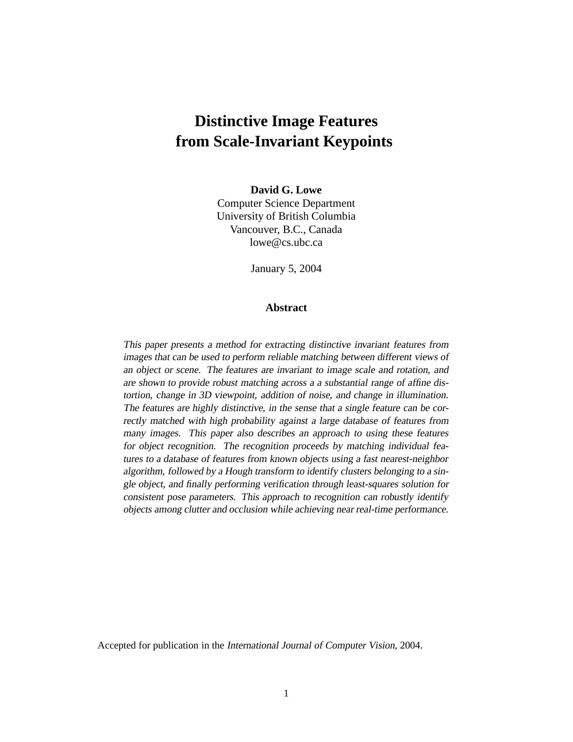# Distinctive Image Features from Scale-Invariant Keypoints

**David G. Lowe**
Computer Science Department
University of British Columbia
Vancouver, B.C., Canada
lowe@cs.ubc.ca

January 5, 2004

## Abstract

*This paper presents a method for extracting distinctive invariant features from images that can be used to perform reliable matching between different views of an object or scene. The features are invariant to image scale and rotation, and are shown to provide robust matching across a a substantial range of affine distortion, change in 3D viewpoint, addition of noise, and change in illumination. The features are highly distinctive, in the sense that a single feature can be correctly matched with high probability against a large database of features from many images. This paper also describes an approach to using these features for object recognition. The recognition proceeds by matching individual features to a database of features from known objects using a fast nearest-neighbor algorithm, followed by a Hough transform to identify clusters belonging to a single object, and finally performing verification through least-squares solution for consistent pose parameters. This approach to recognition can robustly identify objects among clutter and occlusion while achieving near real-time performance.*

Accepted for publication in the *International Journal of Computer Vision*, 2004.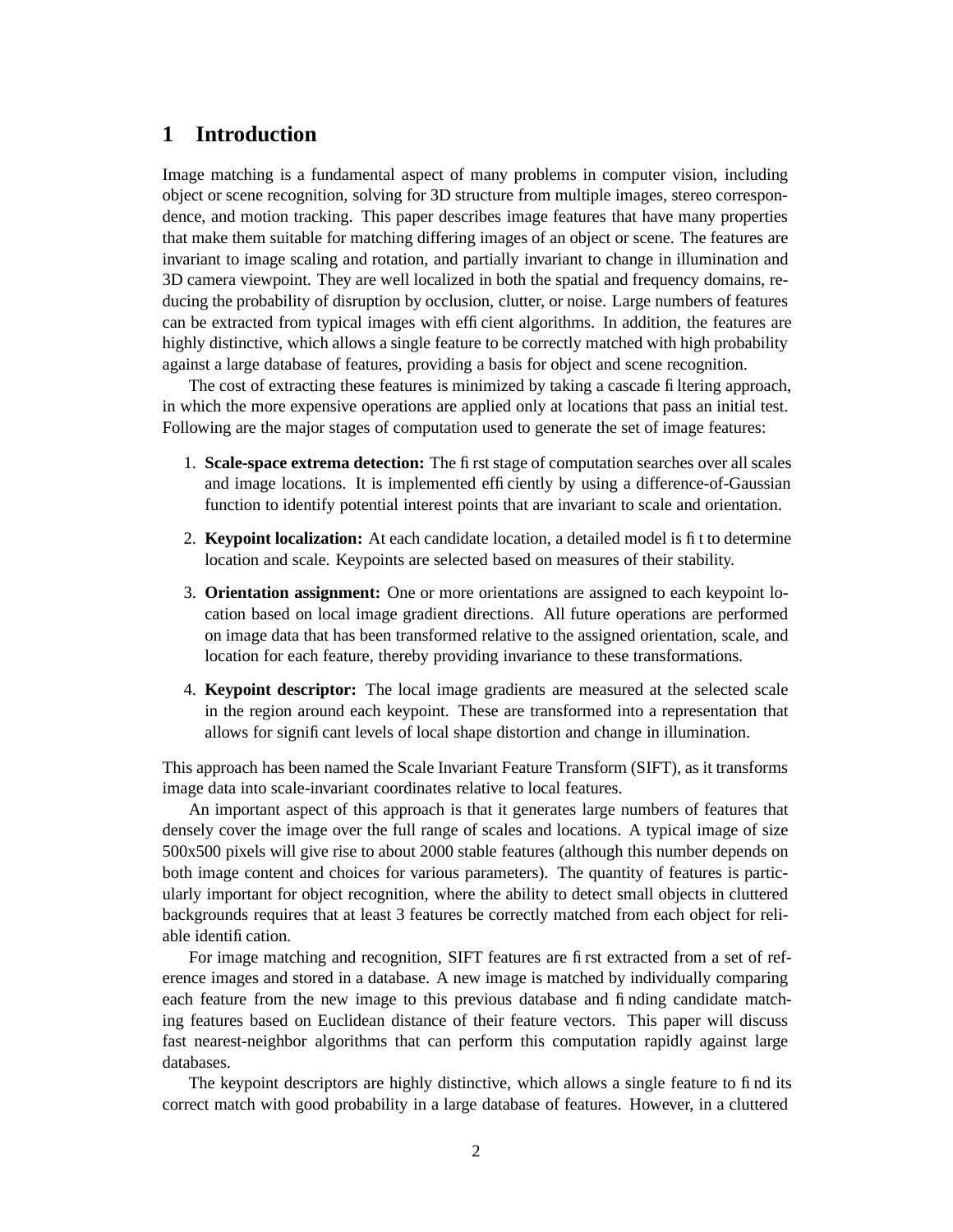## 1 Introduction

Image matching is a fundamental aspect of many problems in computer vision, including object or scene recognition, solving for 3D structure from multiple images, stereo correspondence, and motion tracking. This paper describes image features that have many properties that make them suitable for matching differing images of an object or scene. The features are invariant to image scaling and rotation, and partially invariant to change in illumination and 3D camera viewpoint. They are well localized in both the spatial and frequency domains, reducing the probability of disruption by occlusion, clutter, or noise. Large numbers of features can be extracted from typical images with efficient algorithms. In addition, the features are highly distinctive, which allows a single feature to be correctly matched with high probability against a large database of features, providing a basis for object and scene recognition.

The cost of extracting these features is minimized by taking a cascade filtering approach, in which the more expensive operations are applied only at locations that pass an initial test. Following are the major stages of computation used to generate the set of image features:

1. **Scale-space extrema detection:** The first stage of computation searches over all scales and image locations. It is implemented efficiently by using a difference-of-Gaussian function to identify potential interest points that are invariant to scale and orientation.

2. **Keypoint localization:** At each candidate location, a detailed model is fit to determine location and scale. Keypoints are selected based on measures of their stability.

3. **Orientation assignment:** One or more orientations are assigned to each keypoint location based on local image gradient directions. All future operations are performed on image data that has been transformed relative to the assigned orientation, scale, and location for each feature, thereby providing invariance to these transformations.

4. **Keypoint descriptor:** The local image gradients are measured at the selected scale in the region around each keypoint. These are transformed into a representation that allows for significant levels of local shape distortion and change in illumination.

This approach has been named the Scale Invariant Feature Transform (SIFT), as it transforms image data into scale-invariant coordinates relative to local features.

An important aspect of this approach is that it generates large numbers of features that densely cover the image over the full range of scales and locations. A typical image of size 500x500 pixels will give rise to about 2000 stable features (although this number depends on both image content and choices for various parameters). The quantity of features is particularly important for object recognition, where the ability to detect small objects in cluttered backgrounds requires that at least 3 features be correctly matched from each object for reliable identification.

For image matching and recognition, SIFT features are first extracted from a set of reference images and stored in a database. A new image is matched by individually comparing each feature from the new image to this previous database and finding candidate matching features based on Euclidean distance of their feature vectors. This paper will discuss fast nearest-neighbor algorithms that can perform this computation rapidly against large databases.

The keypoint descriptors are highly distinctive, which allows a single feature to find its correct match with good probability in a large database of features. However, in a cluttered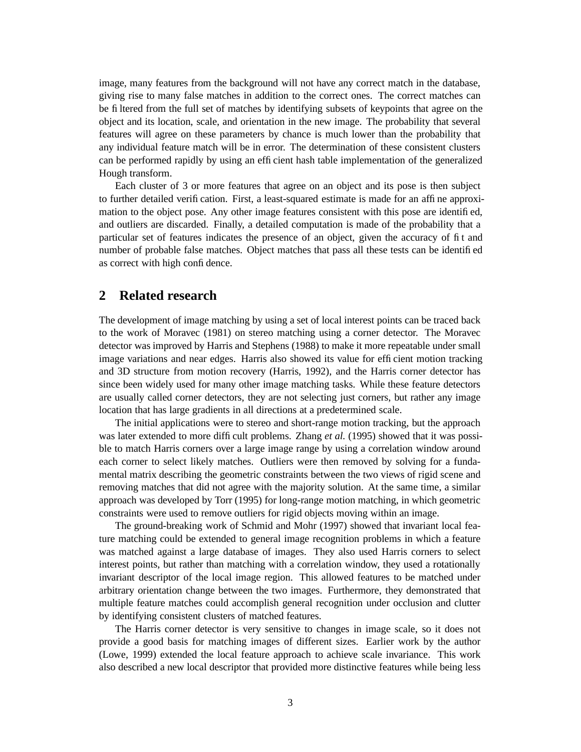image, many features from the background will not have any correct match in the database, giving rise to many false matches in addition to the correct ones. The correct matches can be filtered from the full set of matches by identifying subsets of keypoints that agree on the object and its location, scale, and orientation in the new image. The probability that several features will agree on these parameters by chance is much lower than the probability that any individual feature match will be in error. The determination of these consistent clusters can be performed rapidly by using an efficient hash table implementation of the generalized Hough transform.

Each cluster of 3 or more features that agree on an object and its pose is then subject to further detailed verification. First, a least-squared estimate is made for an affine approximation to the object pose. Any other image features consistent with this pose are identified, and outliers are discarded. Finally, a detailed computation is made of the probability that a particular set of features indicates the presence of an object, given the accuracy of fit and number of probable false matches. Object matches that pass all these tests can be identified as correct with high confidence.

## 2 Related research

The development of image matching by using a set of local interest points can be traced back to the work of Moravec (1981) on stereo matching using a corner detector. The Moravec detector was improved by Harris and Stephens (1988) to make it more repeatable under small image variations and near edges. Harris also showed its value for efficient motion tracking and 3D structure from motion recovery (Harris, 1992), and the Harris corner detector has since been widely used for many other image matching tasks. While these feature detectors are usually called corner detectors, they are not selecting just corners, but rather any image location that has large gradients in all directions at a predetermined scale.

The initial applications were to stereo and short-range motion tracking, but the approach was later extended to more difficult problems. Zhang *et al.* (1995) showed that it was possible to match Harris corners over a large image range by using a correlation window around each corner to select likely matches. Outliers were then removed by solving for a fundamental matrix describing the geometric constraints between the two views of rigid scene and removing matches that did not agree with the majority solution. At the same time, a similar approach was developed by Torr (1995) for long-range motion matching, in which geometric constraints were used to remove outliers for rigid objects moving within an image.

The ground-breaking work of Schmid and Mohr (1997) showed that invariant local feature matching could be extended to general image recognition problems in which a feature was matched against a large database of images. They also used Harris corners to select interest points, but rather than matching with a correlation window, they used a rotationally invariant descriptor of the local image region. This allowed features to be matched under arbitrary orientation change between the two images. Furthermore, they demonstrated that multiple feature matches could accomplish general recognition under occlusion and clutter by identifying consistent clusters of matched features.

The Harris corner detector is very sensitive to changes in image scale, so it does not provide a good basis for matching images of different sizes. Earlier work by the author (Lowe, 1999) extended the local feature approach to achieve scale invariance. This work also described a new local descriptor that provided more distinctive features while being less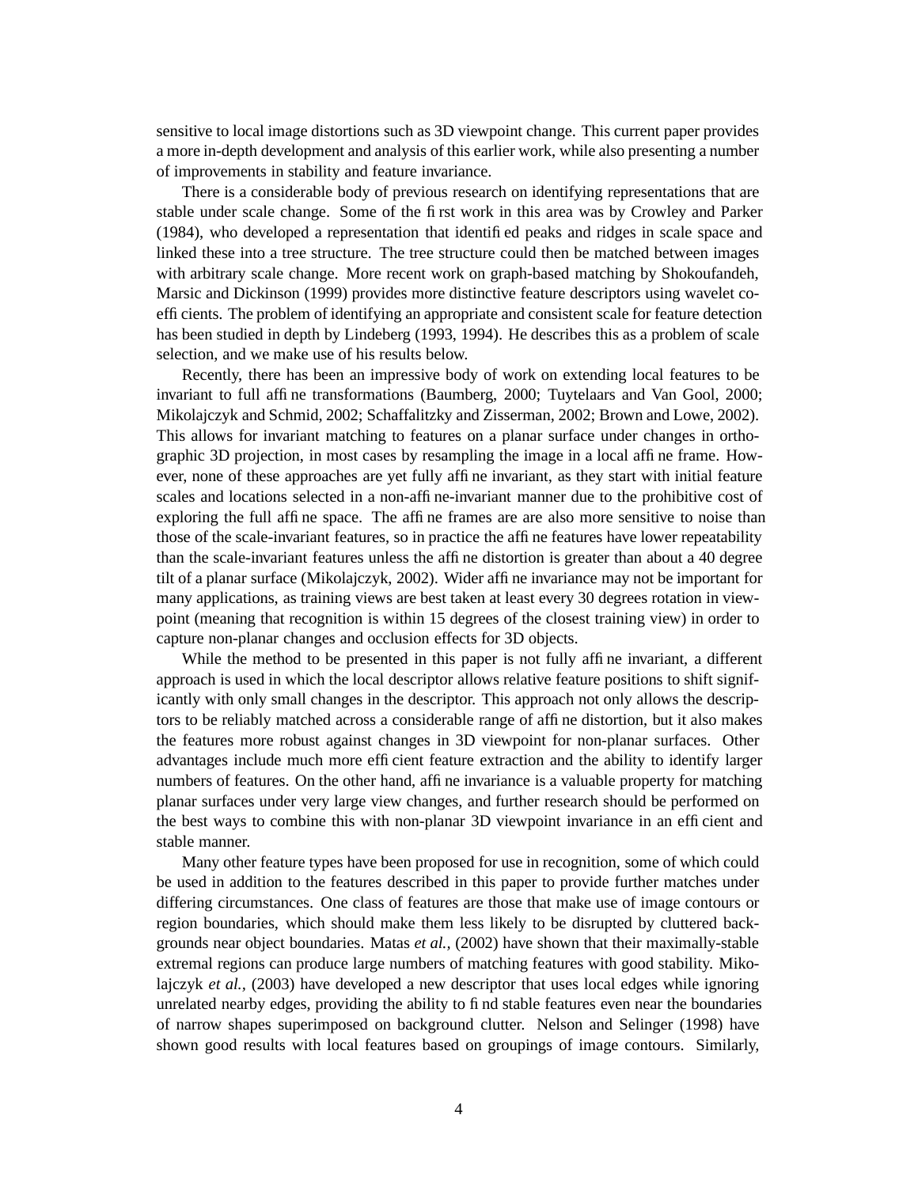sensitive to local image distortions such as 3D viewpoint change. This current paper provides a more in-depth development and analysis of this earlier work, while also presenting a number of improvements in stability and feature invariance.

There is a considerable body of previous research on identifying representations that are stable under scale change. Some of the first work in this area was by Crowley and Parker (1984), who developed a representation that identified peaks and ridges in scale space and linked these into a tree structure. The tree structure could then be matched between images with arbitrary scale change. More recent work on graph-based matching by Shokoufandeh, Marsic and Dickinson (1999) provides more distinctive feature descriptors using wavelet coefficients. The problem of identifying an appropriate and consistent scale for feature detection has been studied in depth by Lindeberg (1993, 1994). He describes this as a problem of scale selection, and we make use of his results below.

Recently, there has been an impressive body of work on extending local features to be invariant to full affine transformations (Baumberg, 2000; Tuytelaars and Van Gool, 2000; Mikolajczyk and Schmid, 2002; Schaffalitzky and Zisserman, 2002; Brown and Lowe, 2002). This allows for invariant matching to features on a planar surface under changes in orthographic 3D projection, in most cases by resampling the image in a local affine frame. However, none of these approaches are yet fully affine invariant, as they start with initial feature scales and locations selected in a non-affine-invariant manner due to the prohibitive cost of exploring the full affine space. The affine frames are are also more sensitive to noise than those of the scale-invariant features, so in practice the affine features have lower repeatability than the scale-invariant features unless the affine distortion is greater than about a 40 degree tilt of a planar surface (Mikolajczyk, 2002). Wider affine invariance may not be important for many applications, as training views are best taken at least every 30 degrees rotation in viewpoint (meaning that recognition is within 15 degrees of the closest training view) in order to capture non-planar changes and occlusion effects for 3D objects.

While the method to be presented in this paper is not fully affine invariant, a different approach is used in which the local descriptor allows relative feature positions to shift significantly with only small changes in the descriptor. This approach not only allows the descriptors to be reliably matched across a considerable range of affine distortion, but it also makes the features more robust against changes in 3D viewpoint for non-planar surfaces. Other advantages include much more efficient feature extraction and the ability to identify larger numbers of features. On the other hand, affine invariance is a valuable property for matching planar surfaces under very large view changes, and further research should be performed on the best ways to combine this with non-planar 3D viewpoint invariance in an efficient and stable manner.

Many other feature types have been proposed for use in recognition, some of which could be used in addition to the features described in this paper to provide further matches under differing circumstances. One class of features are those that make use of image contours or region boundaries, which should make them less likely to be disrupted by cluttered backgrounds near object boundaries. Matas *et al.,* (2002) have shown that their maximally-stable extremal regions can produce large numbers of matching features with good stability. Mikolajczyk *et al.,* (2003) have developed a new descriptor that uses local edges while ignoring unrelated nearby edges, providing the ability to find stable features even near the boundaries of narrow shapes superimposed on background clutter. Nelson and Selinger (1998) have shown good results with local features based on groupings of image contours. Similarly,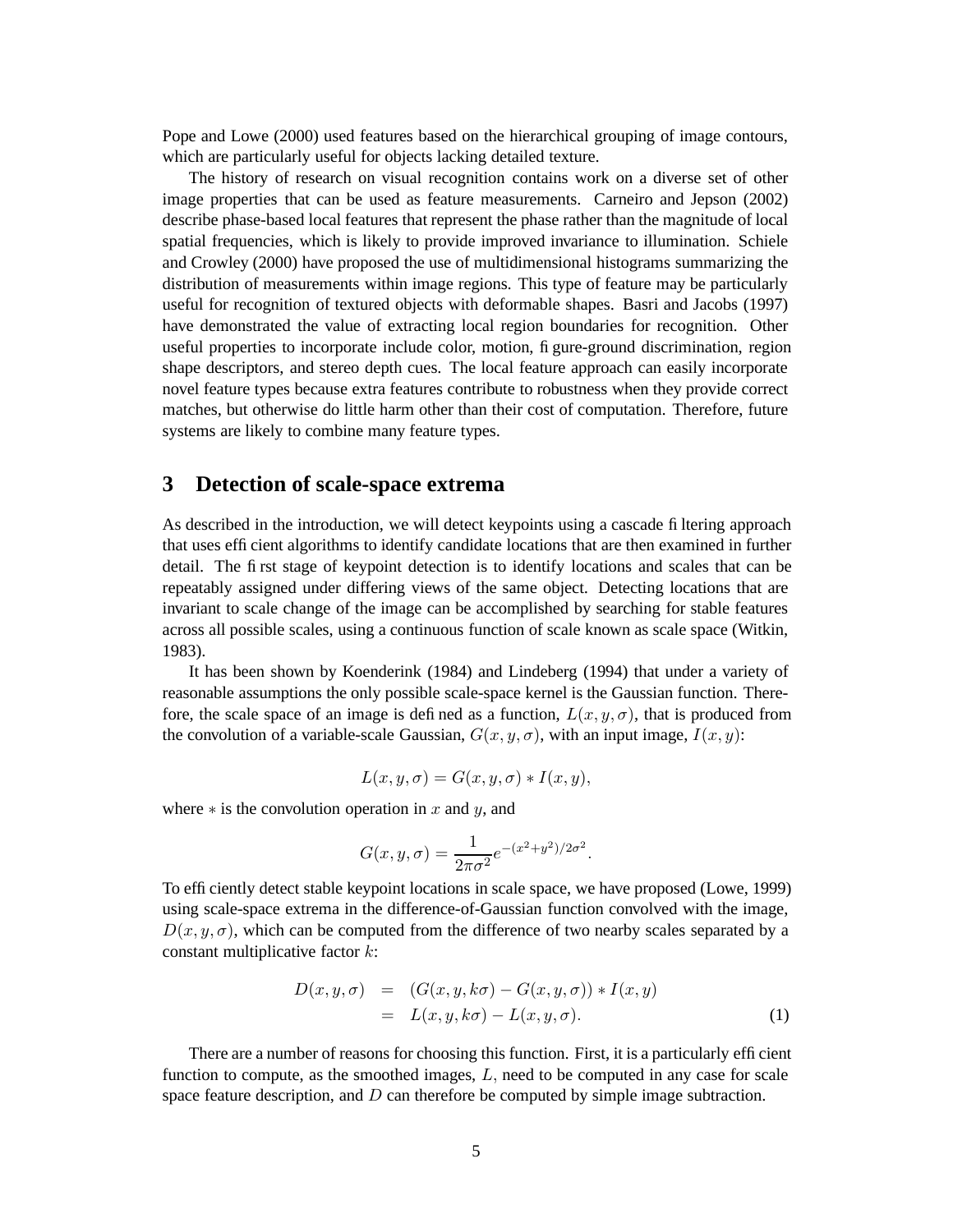Pope and Lowe (2000) used features based on the hierarchical grouping of image contours, which are particularly useful for objects lacking detailed texture.

The history of research on visual recognition contains work on a diverse set of other image properties that can be used as feature measurements. Carneiro and Jepson (2002) describe phase-based local features that represent the phase rather than the magnitude of local spatial frequencies, which is likely to provide improved invariance to illumination. Schiele and Crowley (2000) have proposed the use of multidimensional histograms summarizing the distribution of measurements within image regions. This type of feature may be particularly useful for recognition of textured objects with deformable shapes. Basri and Jacobs (1997) have demonstrated the value of extracting local region boundaries for recognition. Other useful properties to incorporate include color, motion, figure-ground discrimination, region shape descriptors, and stereo depth cues. The local feature approach can easily incorporate novel feature types because extra features contribute to robustness when they provide correct matches, but otherwise do little harm other than their cost of computation. Therefore, future systems are likely to combine many feature types.

## 3 Detection of scale-space extrema

As described in the introduction, we will detect keypoints using a cascade filtering approach that uses efficient algorithms to identify candidate locations that are then examined in further detail. The first stage of keypoint detection is to identify locations and scales that can be repeatably assigned under differing views of the same object. Detecting locations that are invariant to scale change of the image can be accomplished by searching for stable features across all possible scales, using a continuous function of scale known as scale space (Witkin, 1983).

It has been shown by Koenderink (1984) and Lindeberg (1994) that under a variety of reasonable assumptions the only possible scale-space kernel is the Gaussian function. Therefore, the scale space of an image is defined as a function, $L(x, y, \sigma)$, that is produced from the convolution of a variable-scale Gaussian, $G(x, y, \sigma)$, with an input image, $I(x, y)$:

$$L(x, y, \sigma) = G(x, y, \sigma) * I(x, y),$$

where $*$ is the convolution operation in $x$ and $y$, and

$$G(x, y, \sigma) = \frac{1}{2\pi\sigma^2} e^{-(x^2+y^2)/2\sigma^2}.$$

To efficiently detect stable keypoint locations in scale space, we have proposed (Lowe, 1999) using scale-space extrema in the difference-of-Gaussian function convolved with the image, $D(x, y, \sigma)$, which can be computed from the difference of two nearby scales separated by a constant multiplicative factor $k$:

$$\begin{aligned} D(x, y, \sigma) &= (G(x, y, k\sigma) - G(x, y, \sigma)) * I(x, y) \\ &= L(x, y, k\sigma) - L(x, y, \sigma). \end{aligned} \quad (1)$$

There are a number of reasons for choosing this function. First, it is a particularly efficient function to compute, as the smoothed images, $L$, need to be computed in any case for scale space feature description, and $D$ can therefore be computed by simple image subtraction.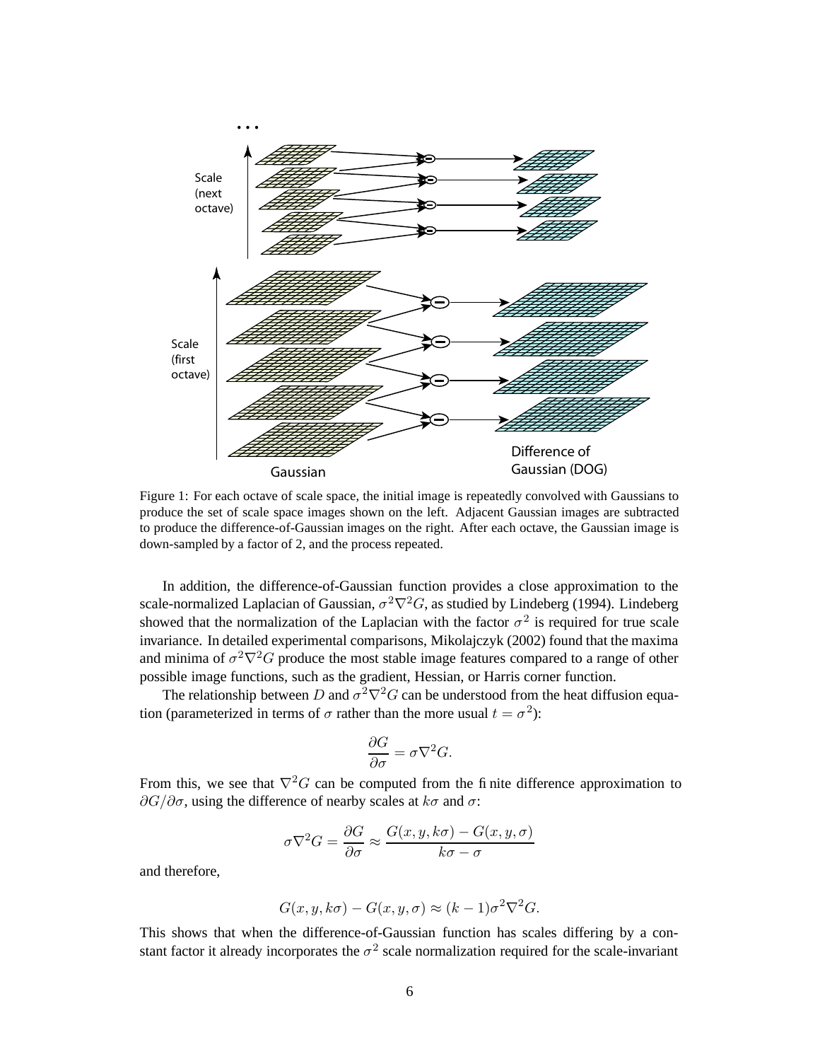Figure 1: For each octave of scale space, the initial image is repeatedly convolved with Gaussians to produce the set of scale space images shown on the left. Adjacent Gaussian images are subtracted to produce the difference-of-Gaussian images on the right. After each octave, the Gaussian image is down-sampled by a factor of 2, and the process repeated.

In addition, the difference-of-Gaussian function provides a close approximation to the scale-normalized Laplacian of Gaussian, $\sigma^2\nabla^2 G$, as studied by Lindeberg (1994). Lindeberg showed that the normalization of the Laplacian with the factor $\sigma^2$ is required for true scale invariance. In detailed experimental comparisons, Mikolajczyk (2002) found that the maxima and minima of $\sigma^2\nabla^2 G$ produce the most stable image features compared to a range of other possible image functions, such as the gradient, Hessian, or Harris corner function.

The relationship between $D$ and $\sigma^2\nabla^2 G$ can be understood from the heat diffusion equation (parameterized in terms of $\sigma$ rather than the more usual $t = \sigma^2$):

$$\frac{\partial G}{\partial \sigma} = \sigma \nabla^2 G.$$

From this, we see that $\nabla^2 G$ can be computed from the finite difference approximation to $\partial G/\partial\sigma$, using the difference of nearby scales at $k\sigma$ and $\sigma$:

$$\sigma \nabla^2 G = \frac{\partial G}{\partial \sigma} \approx \frac{G(x, y, k\sigma) - G(x, y, \sigma)}{k\sigma - \sigma}$$

and therefore,

$$G(x, y, k\sigma) - G(x, y, \sigma) \approx (k - 1)\sigma^2 \nabla^2 G.$$

This shows that when the difference-of-Gaussian function has scales differing by a constant factor it already incorporates the $\sigma^2$ scale normalization required for the scale-invariant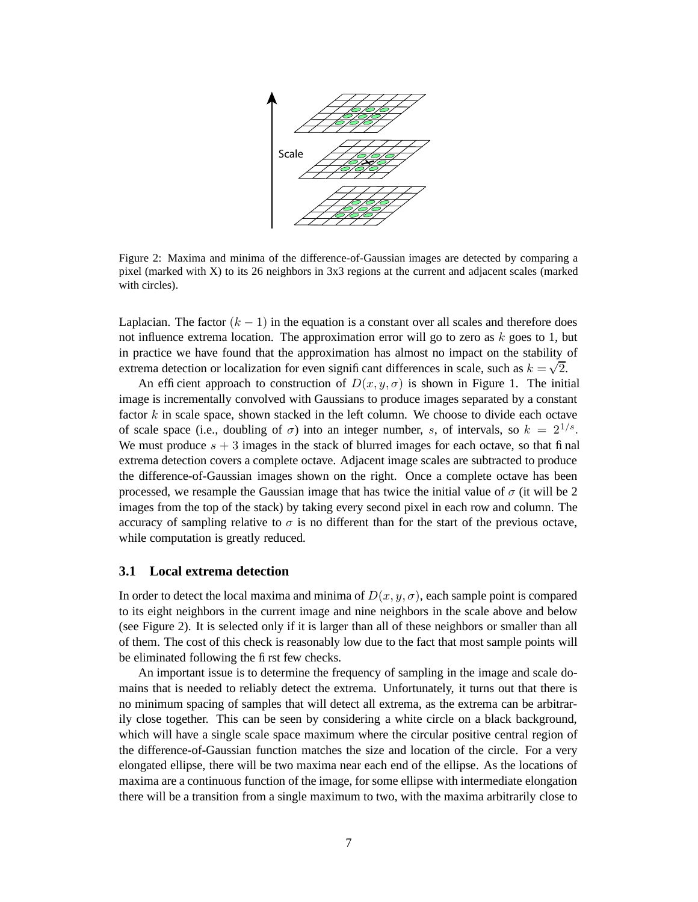Scale

Figure 2: Maxima and minima of the difference-of-Gaussian images are detected by comparing a pixel (marked with X) to its 26 neighbors in 3x3 regions at the current and adjacent scales (marked with circles).

Laplacian. The factor $(k-1)$ in the equation is a constant over all scales and therefore does not influence extrema location. The approximation error will go to zero as $k$ goes to 1, but in practice we have found that the approximation has almost no impact on the stability of extrema detection or localization for even significant differences in scale, such as $k = \sqrt{2}$.

An efficient approach to construction of $D(x, y, \sigma)$ is shown in Figure 1. The initial image is incrementally convolved with Gaussians to produce images separated by a constant factor $k$ in scale space, shown stacked in the left column. We choose to divide each octave of scale space (i.e., doubling of $\sigma$) into an integer number, $s$, of intervals, so $k = 2^{1/s}$. We must produce $s + 3$ images in the stack of blurred images for each octave, so that final extrema detection covers a complete octave. Adjacent image scales are subtracted to produce the difference-of-Gaussian images shown on the right. Once a complete octave has been processed, we resample the Gaussian image that has twice the initial value of $\sigma$ (it will be 2 images from the top of the stack) by taking every second pixel in each row and column. The accuracy of sampling relative to $\sigma$ is no different than for the start of the previous octave, while computation is greatly reduced.

### 3.1 Local extrema detection

In order to detect the local maxima and minima of $D(x, y, \sigma)$, each sample point is compared to its eight neighbors in the current image and nine neighbors in the scale above and below (see Figure 2). It is selected only if it is larger than all of these neighbors or smaller than all of them. The cost of this check is reasonably low due to the fact that most sample points will be eliminated following the first few checks.

An important issue is to determine the frequency of sampling in the image and scale domains that is needed to reliably detect the extrema. Unfortunately, it turns out that there is no minimum spacing of samples that will detect all extrema, as the extrema can be arbitrarily close together. This can be seen by considering a white circle on a black background, which will have a single scale space maximum where the circular positive central region of the difference-of-Gaussian function matches the size and location of the circle. For a very elongated ellipse, there will be two maxima near each end of the ellipse. As the locations of maxima are a continuous function of the image, for some ellipse with intermediate elongation there will be a transition from a single maximum to two, with the maxima arbitrarily close to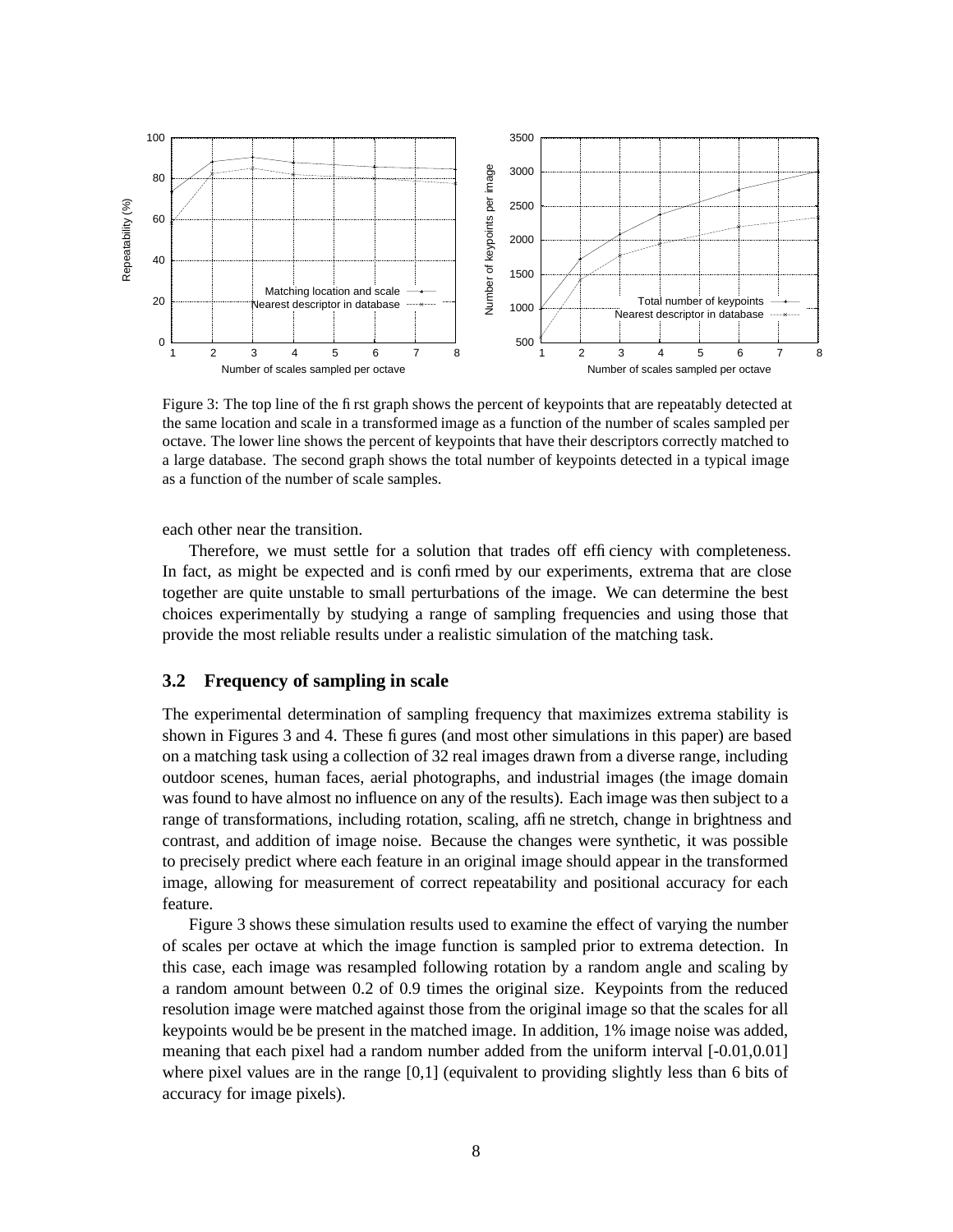Figure 3: The top line of the first graph shows the percent of keypoints that are repeatably detected at the same location and scale in a transformed image as a function of the number of scales sampled per octave. The lower line shows the percent of keypoints that have their descriptors correctly matched to a large database. The second graph shows the total number of keypoints detected in a typical image as a function of the number of scale samples.

each other near the transition.

Therefore, we must settle for a solution that trades off efficiency with completeness. In fact, as might be expected and is confirmed by our experiments, extrema that are close together are quite unstable to small perturbations of the image. We can determine the best choices experimentally by studying a range of sampling frequencies and using those that provide the most reliable results under a realistic simulation of the matching task.

### 3.2 Frequency of sampling in scale

The experimental determination of sampling frequency that maximizes extrema stability is shown in Figures 3 and 4. These figures (and most other simulations in this paper) are based on a matching task using a collection of 32 real images drawn from a diverse range, including outdoor scenes, human faces, aerial photographs, and industrial images (the image domain was found to have almost no influence on any of the results). Each image was then subject to a range of transformations, including rotation, scaling, affine stretch, change in brightness and contrast, and addition of image noise. Because the changes were synthetic, it was possible to precisely predict where each feature in an original image should appear in the transformed image, allowing for measurement of correct repeatability and positional accuracy for each feature.

Figure 3 shows these simulation results used to examine the effect of varying the number of scales per octave at which the image function is sampled prior to extrema detection. In this case, each image was resampled following rotation by a random angle and scaling by a random amount between 0.2 of 0.9 times the original size. Keypoints from the reduced resolution image were matched against those from the original image so that the scales for all keypoints would be be present in the matched image. In addition, 1% image noise was added, meaning that each pixel had a random number added from the uniform interval [-0.01,0.01] where pixel values are in the range [0,1] (equivalent to providing slightly less than 6 bits of accuracy for image pixels).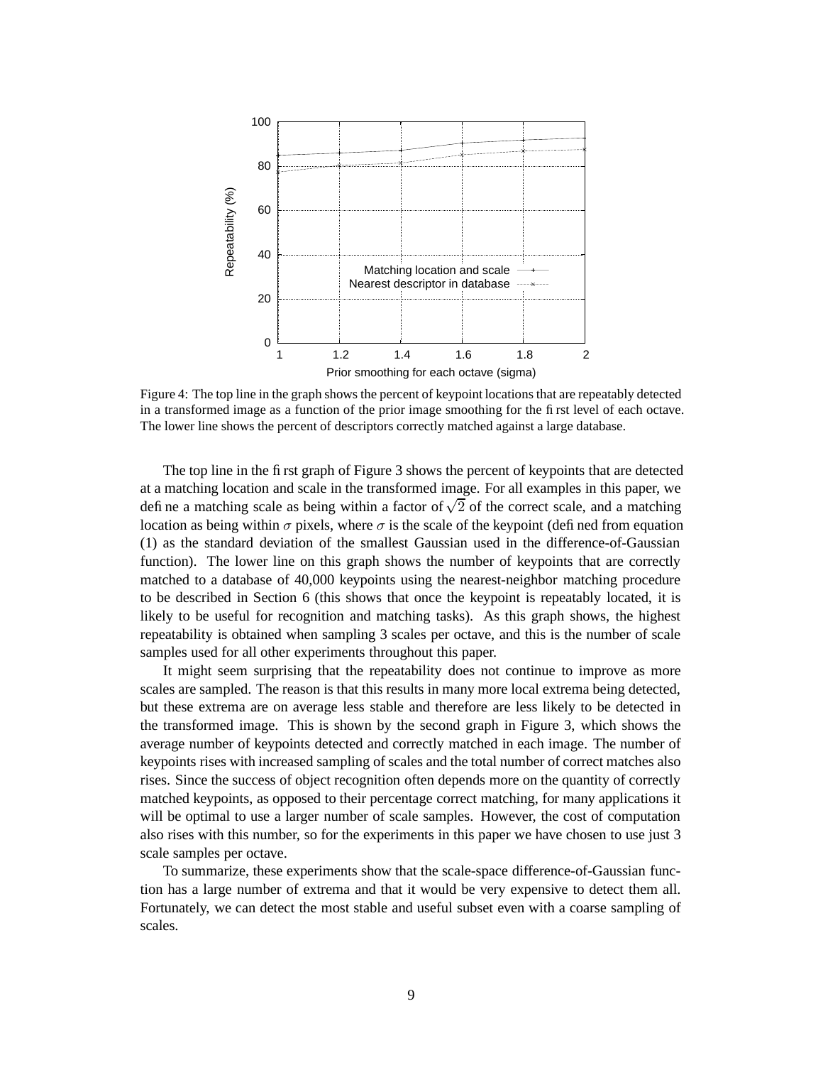Figure 4: The top line in the graph shows the percent of keypoint locations that are repeatably detected in a transformed image as a function of the prior image smoothing for the first level of each octave. The lower line shows the percent of descriptors correctly matched against a large database.

The top line in the first graph of Figure 3 shows the percent of keypoints that are detected at a matching location and scale in the transformed image. For all examples in this paper, we define a matching scale as being within a factor of $\sqrt{2}$ of the correct scale, and a matching location as being within $\sigma$ pixels, where $\sigma$ is the scale of the keypoint (defined from equation (1) as the standard deviation of the smallest Gaussian used in the difference-of-Gaussian function). The lower line on this graph shows the number of keypoints that are correctly matched to a database of 40,000 keypoints using the nearest-neighbor matching procedure to be described in Section 6 (this shows that once the keypoint is repeatably located, it is likely to be useful for recognition and matching tasks). As this graph shows, the highest repeatability is obtained when sampling 3 scales per octave, and this is the number of scale samples used for all other experiments throughout this paper.

It might seem surprising that the repeatability does not continue to improve as more scales are sampled. The reason is that this results in many more local extrema being detected, but these extrema are on average less stable and therefore are less likely to be detected in the transformed image. This is shown by the second graph in Figure 3, which shows the average number of keypoints detected and correctly matched in each image. The number of keypoints rises with increased sampling of scales and the total number of correct matches also rises. Since the success of object recognition often depends more on the quantity of correctly matched keypoints, as opposed to their percentage correct matching, for many applications it will be optimal to use a larger number of scale samples. However, the cost of computation also rises with this number, so for the experiments in this paper we have chosen to use just 3 scale samples per octave.

To summarize, these experiments show that the scale-space difference-of-Gaussian function has a large number of extrema and that it would be very expensive to detect them all. Fortunately, we can detect the most stable and useful subset even with a coarse sampling of scales.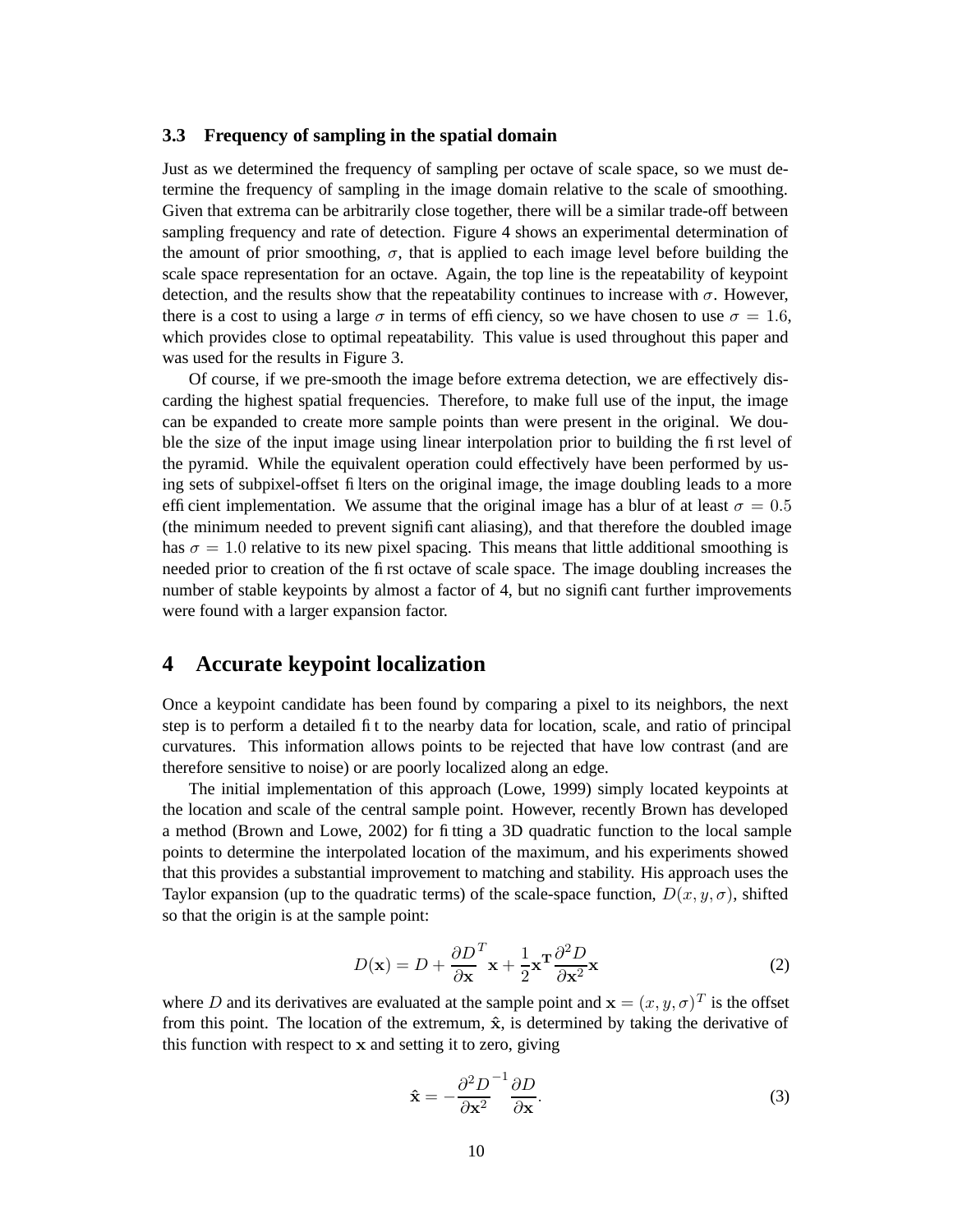### 3.3 Frequency of sampling in the spatial domain

Just as we determined the frequency of sampling per octave of scale space, so we must determine the frequency of sampling in the image domain relative to the scale of smoothing. Given that extrema can be arbitrarily close together, there will be a similar trade-off between sampling frequency and rate of detection. Figure 4 shows an experimental determination of the amount of prior smoothing, $\sigma$, that is applied to each image level before building the scale space representation for an octave. Again, the top line is the repeatability of keypoint detection, and the results show that the repeatability continues to increase with $\sigma$. However, there is a cost to using a large $\sigma$ in terms of efficiency, so we have chosen to use $\sigma = 1.6$, which provides close to optimal repeatability. This value is used throughout this paper and was used for the results in Figure 3.

Of course, if we pre-smooth the image before extrema detection, we are effectively discarding the highest spatial frequencies. Therefore, to make full use of the input, the image can be expanded to create more sample points than were present in the original. We double the size of the input image using linear interpolation prior to building the first level of the pyramid. While the equivalent operation could effectively have been performed by using sets of subpixel-offset filters on the original image, the image doubling leads to a more efficient implementation. We assume that the original image has a blur of at least $\sigma = 0.5$ (the minimum needed to prevent significant aliasing), and that therefore the doubled image has $\sigma = 1.0$ relative to its new pixel spacing. This means that little additional smoothing is needed prior to creation of the first octave of scale space. The image doubling increases the number of stable keypoints by almost a factor of 4, but no significant further improvements were found with a larger expansion factor.

# 4 Accurate keypoint localization

Once a keypoint candidate has been found by comparing a pixel to its neighbors, the next step is to perform a detailed fit to the nearby data for location, scale, and ratio of principal curvatures. This information allows points to be rejected that have low contrast (and are therefore sensitive to noise) or are poorly localized along an edge.

The initial implementation of this approach (Lowe, 1999) simply located keypoints at the location and scale of the central sample point. However, recently Brown has developed a method (Brown and Lowe, 2002) for fitting a 3D quadratic function to the local sample points to determine the interpolated location of the maximum, and his experiments showed that this provides a substantial improvement to matching and stability. His approach uses the Taylor expansion (up to the quadratic terms) of the scale-space function, $D(x, y, \sigma)$, shifted so that the origin is at the sample point:

$$D(\mathbf{x}) = D + \frac{\partial D}{\partial \mathbf{x}}^T \mathbf{x} + \frac{1}{2}\mathbf{x}^\mathbf{T} \frac{\partial^2 D}{\partial \mathbf{x}^2}\mathbf{x} \tag{2}$$

where $D$ and its derivatives are evaluated at the sample point and $\mathbf{x} = (x, y, \sigma)^T$ is the offset from this point. The location of the extremum, $\hat{\mathbf{x}}$, is determined by taking the derivative of this function with respect to $\mathbf{x}$ and setting it to zero, giving

$$\hat{\mathbf{x}} = -\frac{\partial^2 D}{\partial \mathbf{x}^2}^{-1} \frac{\partial D}{\partial \mathbf{x}}. \tag{3}$$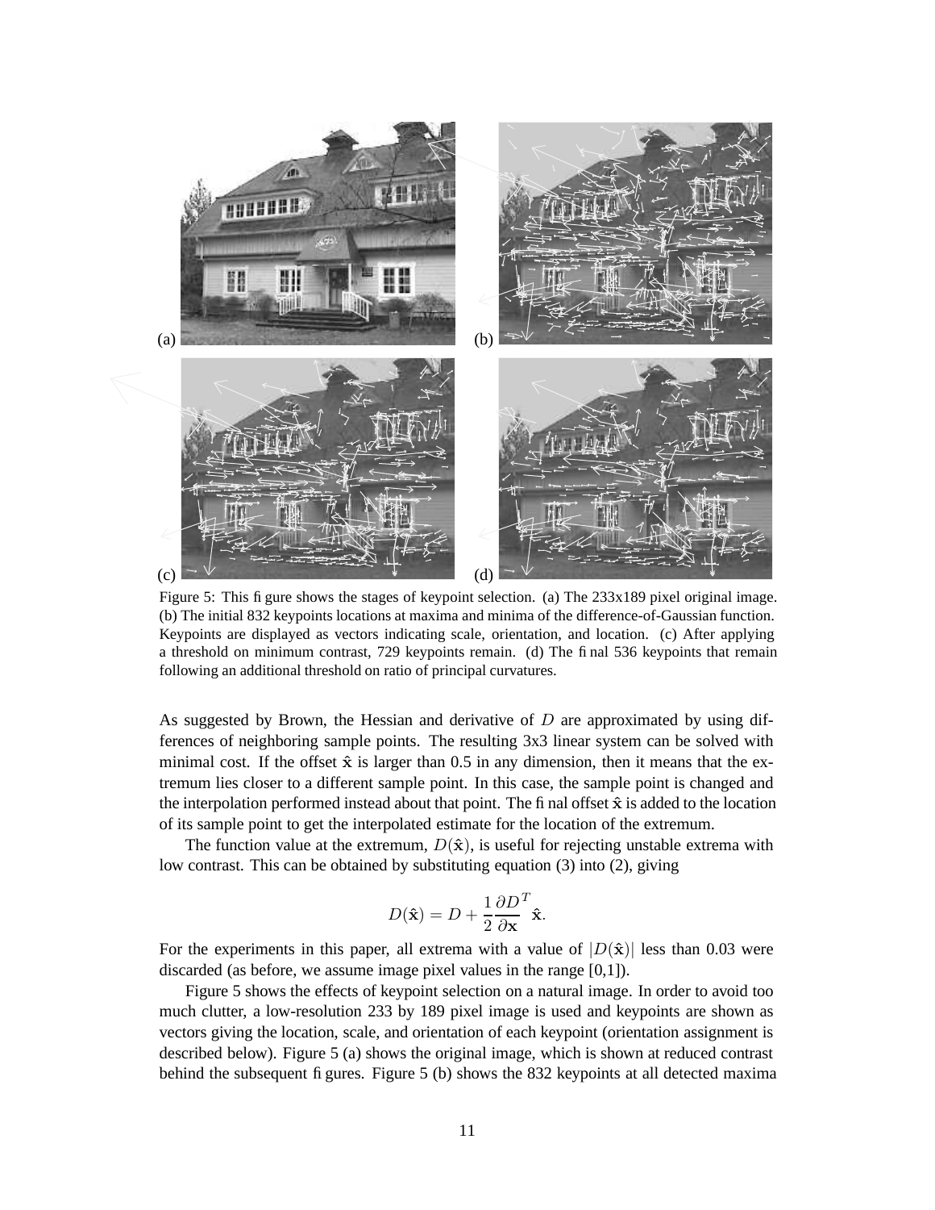(a) (b)

(c) (d)

Figure 5: This figure shows the stages of keypoint selection. (a) The 233x189 pixel original image. (b) The initial 832 keypoints locations at maxima and minima of the difference-of-Gaussian function. Keypoints are displayed as vectors indicating scale, orientation, and location. (c) After applying a threshold on minimum contrast, 729 keypoints remain. (d) The final 536 keypoints that remain following an additional threshold on ratio of principal curvatures.

As suggested by Brown, the Hessian and derivative of $D$ are approximated by using differences of neighboring sample points. The resulting 3x3 linear system can be solved with minimal cost. If the offset $\hat{\mathbf{x}}$ is larger than 0.5 in any dimension, then it means that the extremum lies closer to a different sample point. In this case, the sample point is changed and the interpolation performed instead about that point. The final offset $\hat{\mathbf{x}}$ is added to the location of its sample point to get the interpolated estimate for the location of the extremum.

The function value at the extremum, $D(\hat{\mathbf{x}})$, is useful for rejecting unstable extrema with low contrast. This can be obtained by substituting equation (3) into (2), giving

$$D(\hat{\mathbf{x}}) = D + \frac{1}{2}\frac{\partial D}{\partial \mathbf{x}}^T \hat{\mathbf{x}}.$$

For the experiments in this paper, all extrema with a value of $|D(\hat{\mathbf{x}})|$ less than 0.03 were discarded (as before, we assume image pixel values in the range [0,1]).

Figure 5 shows the effects of keypoint selection on a natural image. In order to avoid too much clutter, a low-resolution 233 by 189 pixel image is used and keypoints are shown as vectors giving the location, scale, and orientation of each keypoint (orientation assignment is described below). Figure 5 (a) shows the original image, which is shown at reduced contrast behind the subsequent figures. Figure 5 (b) shows the 832 keypoints at all detected maxima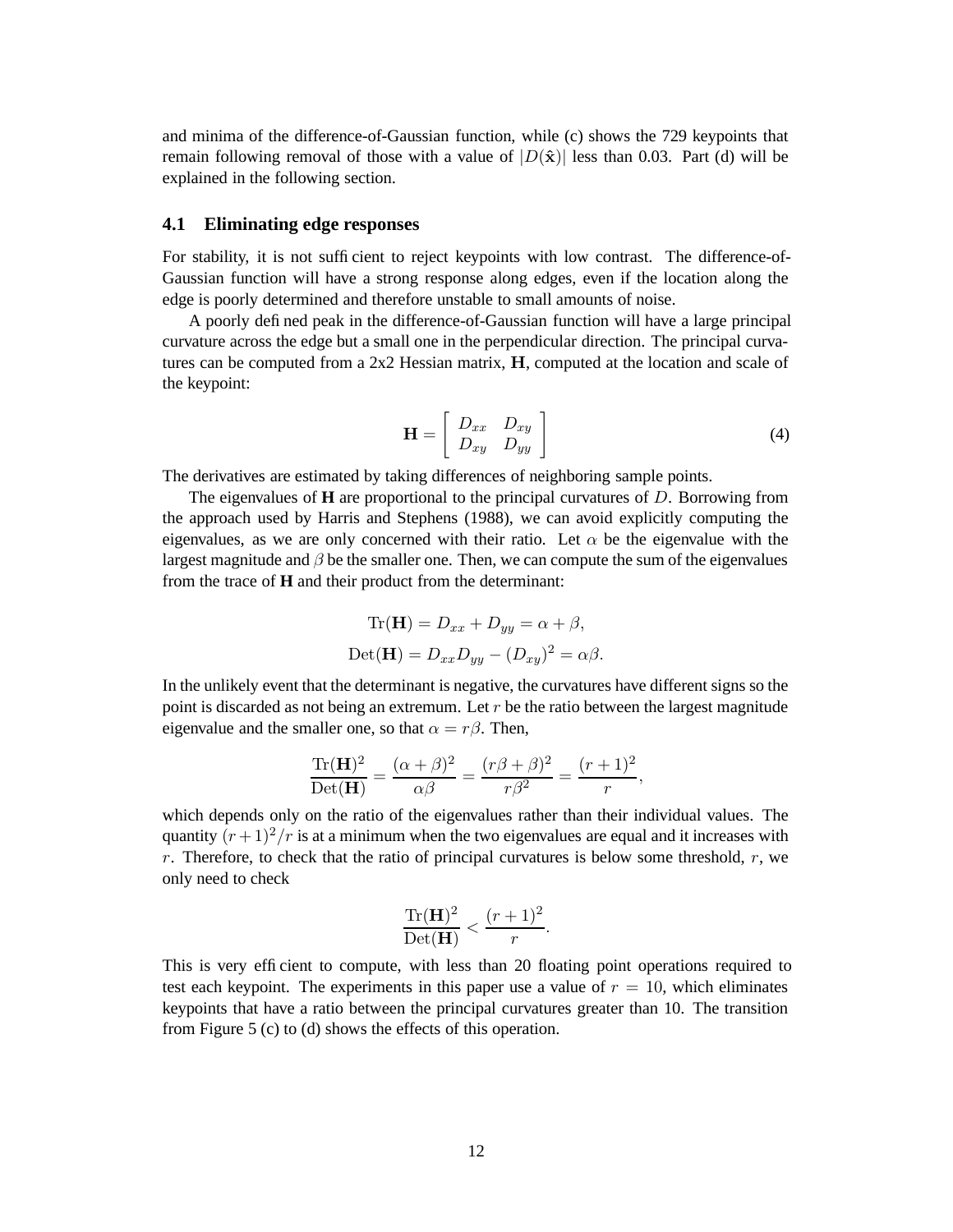and minima of the difference-of-Gaussian function, while (c) shows the 729 keypoints that remain following removal of those with a value of $|D(\hat{\mathbf{x}})|$ less than 0.03. Part (d) will be explained in the following section.

### 4.1 Eliminating edge responses

For stability, it is not sufficient to reject keypoints with low contrast. The difference-of-Gaussian function will have a strong response along edges, even if the location along the edge is poorly determined and therefore unstable to small amounts of noise.

A poorly defined peak in the difference-of-Gaussian function will have a large principal curvature across the edge but a small one in the perpendicular direction. The principal curvatures can be computed from a 2x2 Hessian matrix, **H**, computed at the location and scale of the keypoint:

$$\mathbf{H} = \begin{bmatrix} D_{xx} & D_{xy} \\ D_{xy} & D_{yy} \end{bmatrix} \tag{4}$$

The derivatives are estimated by taking differences of neighboring sample points.

The eigenvalues of **H** are proportional to the principal curvatures of $D$. Borrowing from the approach used by Harris and Stephens (1988), we can avoid explicitly computing the eigenvalues, as we are only concerned with their ratio. Let $\alpha$ be the eigenvalue with the largest magnitude and $\beta$ be the smaller one. Then, we can compute the sum of the eigenvalues from the trace of **H** and their product from the determinant:

$$\mathrm{Tr}(\mathbf{H}) = D_{xx} + D_{yy} = \alpha + \beta,$$

$$\mathrm{Det}(\mathbf{H}) = D_{xx} D_{yy} - (D_{xy})^2 = \alpha\beta.$$

In the unlikely event that the determinant is negative, the curvatures have different signs so the point is discarded as not being an extremum. Let $r$ be the ratio between the largest magnitude eigenvalue and the smaller one, so that $\alpha = r\beta$. Then,

$$\frac{\mathrm{Tr}(\mathbf{H})^2}{\mathrm{Det}(\mathbf{H})} = \frac{(\alpha + \beta)^2}{\alpha\beta} = \frac{(r\beta + \beta)^2}{r\beta^2} = \frac{(r+1)^2}{r},$$

which depends only on the ratio of the eigenvalues rather than their individual values. The quantity $(r+1)^2/r$ is at a minimum when the two eigenvalues are equal and it increases with $r$. Therefore, to check that the ratio of principal curvatures is below some threshold, $r$, we only need to check

$$\frac{\mathrm{Tr}(\mathbf{H})^2}{\mathrm{Det}(\mathbf{H})} < \frac{(r+1)^2}{r}.$$

This is very efficient to compute, with less than 20 floating point operations required to test each keypoint. The experiments in this paper use a value of $r = 10$, which eliminates keypoints that have a ratio between the principal curvatures greater than 10. The transition from Figure 5 (c) to (d) shows the effects of this operation.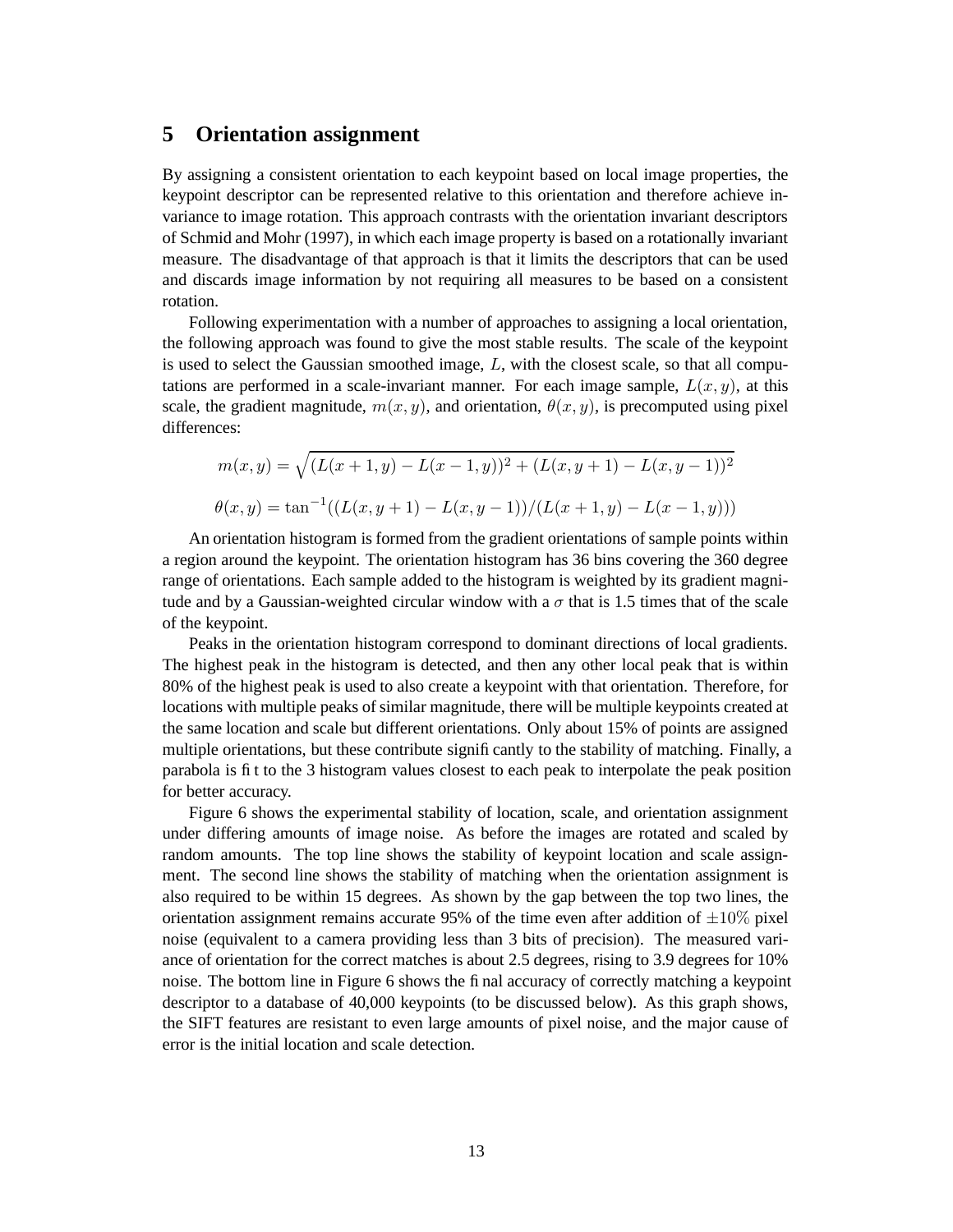## 5 Orientation assignment

By assigning a consistent orientation to each keypoint based on local image properties, the keypoint descriptor can be represented relative to this orientation and therefore achieve invariance to image rotation. This approach contrasts with the orientation invariant descriptors of Schmid and Mohr (1997), in which each image property is based on a rotationally invariant measure. The disadvantage of that approach is that it limits the descriptors that can be used and discards image information by not requiring all measures to be based on a consistent rotation.

Following experimentation with a number of approaches to assigning a local orientation, the following approach was found to give the most stable results. The scale of the keypoint is used to select the Gaussian smoothed image, $L$, with the closest scale, so that all computations are performed in a scale-invariant manner. For each image sample, $L(x, y)$, at this scale, the gradient magnitude, $m(x, y)$, and orientation, $\theta(x, y)$, is precomputed using pixel differences:

$$m(x, y) = \sqrt{(L(x+1, y) - L(x-1, y))^2 + (L(x, y+1) - L(x, y-1))^2}$$

$$\theta(x, y) = \tan^{-1}((L(x, y+1) - L(x, y-1))/(L(x+1, y) - L(x-1, y)))$$

An orientation histogram is formed from the gradient orientations of sample points within a region around the keypoint. The orientation histogram has 36 bins covering the 360 degree range of orientations. Each sample added to the histogram is weighted by its gradient magnitude and by a Gaussian-weighted circular window with a $\sigma$ that is 1.5 times that of the scale of the keypoint.

Peaks in the orientation histogram correspond to dominant directions of local gradients. The highest peak in the histogram is detected, and then any other local peak that is within 80% of the highest peak is used to also create a keypoint with that orientation. Therefore, for locations with multiple peaks of similar magnitude, there will be multiple keypoints created at the same location and scale but different orientations. Only about 15% of points are assigned multiple orientations, but these contribute significantly to the stability of matching. Finally, a parabola is fit to the 3 histogram values closest to each peak to interpolate the peak position for better accuracy.

Figure 6 shows the experimental stability of location, scale, and orientation assignment under differing amounts of image noise. As before the images are rotated and scaled by random amounts. The top line shows the stability of keypoint location and scale assignment. The second line shows the stability of matching when the orientation assignment is also required to be within 15 degrees. As shown by the gap between the top two lines, the orientation assignment remains accurate 95% of the time even after addition of $\pm 10\%$ pixel noise (equivalent to a camera providing less than 3 bits of precision). The measured variance of orientation for the correct matches is about 2.5 degrees, rising to 3.9 degrees for 10% noise. The bottom line in Figure 6 shows the final accuracy of correctly matching a keypoint descriptor to a database of 40,000 keypoints (to be discussed below). As this graph shows, the SIFT features are resistant to even large amounts of pixel noise, and the major cause of error is the initial location and scale detection.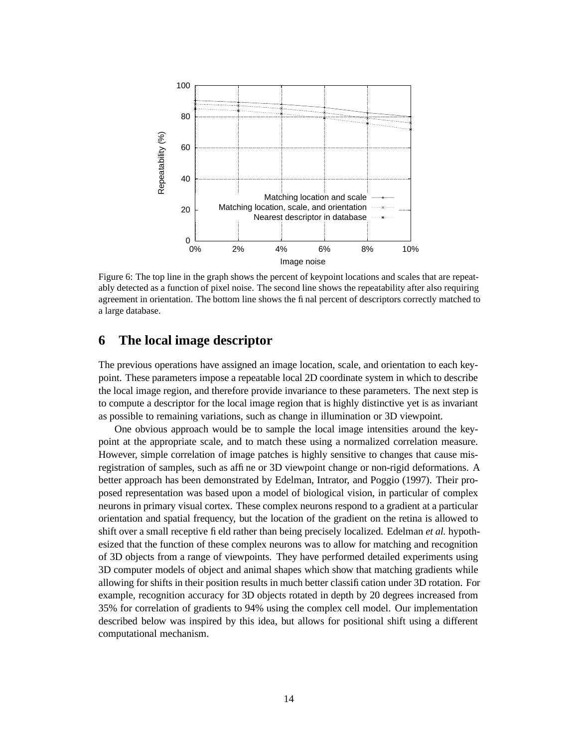Figure 6: The top line in the graph shows the percent of keypoint locations and scales that are repeatably detected as a function of pixel noise. The second line shows the repeatability after also requiring agreement in orientation. The bottom line shows the final percent of descriptors correctly matched to a large database.

## 6 The local image descriptor

The previous operations have assigned an image location, scale, and orientation to each keypoint. These parameters impose a repeatable local 2D coordinate system in which to describe the local image region, and therefore provide invariance to these parameters. The next step is to compute a descriptor for the local image region that is highly distinctive yet is as invariant as possible to remaining variations, such as change in illumination or 3D viewpoint.

One obvious approach would be to sample the local image intensities around the keypoint at the appropriate scale, and to match these using a normalized correlation measure. However, simple correlation of image patches is highly sensitive to changes that cause misregistration of samples, such as affine or 3D viewpoint change or non-rigid deformations. A better approach has been demonstrated by Edelman, Intrator, and Poggio (1997). Their proposed representation was based upon a model of biological vision, in particular of complex neurons in primary visual cortex. These complex neurons respond to a gradient at a particular orientation and spatial frequency, but the location of the gradient on the retina is allowed to shift over a small receptive field rather than being precisely localized. Edelman *et al.* hypothesized that the function of these complex neurons was to allow for matching and recognition of 3D objects from a range of viewpoints. They have performed detailed experiments using 3D computer models of object and animal shapes which show that matching gradients while allowing for shifts in their position results in much better classification under 3D rotation. For example, recognition accuracy for 3D objects rotated in depth by 20 degrees increased from 35% for correlation of gradients to 94% using the complex cell model. Our implementation described below was inspired by this idea, but allows for positional shift using a different computational mechanism.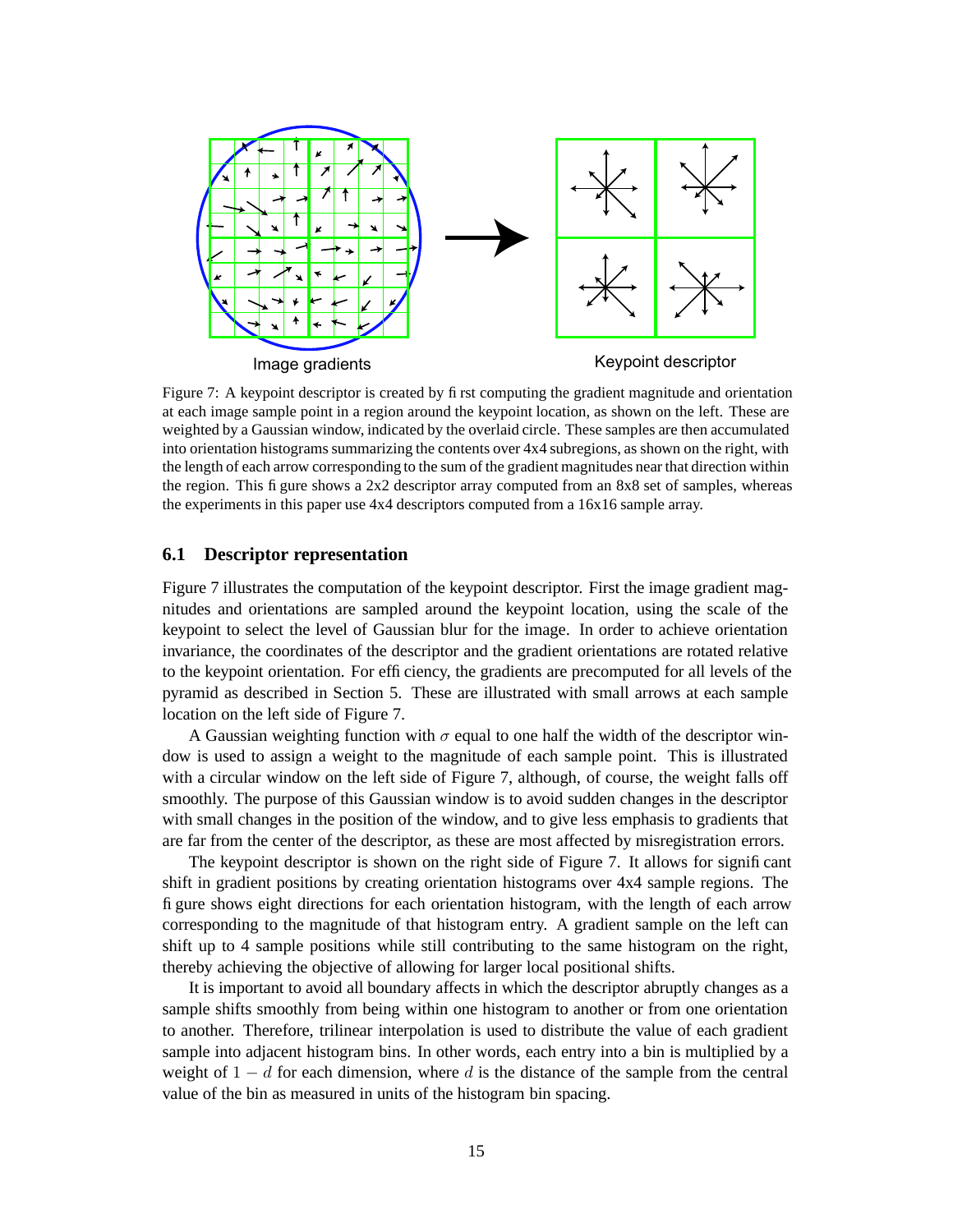Image gradients

Keypoint descriptor

Figure 7: A keypoint descriptor is created by first computing the gradient magnitude and orientation at each image sample point in a region around the keypoint location, as shown on the left. These are weighted by a Gaussian window, indicated by the overlaid circle. These samples are then accumulated into orientation histograms summarizing the contents over 4x4 subregions, as shown on the right, with the length of each arrow corresponding to the sum of the gradient magnitudes near that direction within the region. This figure shows a 2x2 descriptor array computed from an 8x8 set of samples, whereas the experiments in this paper use 4x4 descriptors computed from a 16x16 sample array.

### 6.1 Descriptor representation

Figure 7 illustrates the computation of the keypoint descriptor. First the image gradient magnitudes and orientations are sampled around the keypoint location, using the scale of the keypoint to select the level of Gaussian blur for the image. In order to achieve orientation invariance, the coordinates of the descriptor and the gradient orientations are rotated relative to the keypoint orientation. For efficiency, the gradients are precomputed for all levels of the pyramid as described in Section 5. These are illustrated with small arrows at each sample location on the left side of Figure 7.

A Gaussian weighting function with $\sigma$ equal to one half the width of the descriptor window is used to assign a weight to the magnitude of each sample point. This is illustrated with a circular window on the left side of Figure 7, although, of course, the weight falls off smoothly. The purpose of this Gaussian window is to avoid sudden changes in the descriptor with small changes in the position of the window, and to give less emphasis to gradients that are far from the center of the descriptor, as these are most affected by misregistration errors.

The keypoint descriptor is shown on the right side of Figure 7. It allows for significant shift in gradient positions by creating orientation histograms over 4x4 sample regions. The figure shows eight directions for each orientation histogram, with the length of each arrow corresponding to the magnitude of that histogram entry. A gradient sample on the left can shift up to 4 sample positions while still contributing to the same histogram on the right, thereby achieving the objective of allowing for larger local positional shifts.

It is important to avoid all boundary affects in which the descriptor abruptly changes as a sample shifts smoothly from being within one histogram to another or from one orientation to another. Therefore, trilinear interpolation is used to distribute the value of each gradient sample into adjacent histogram bins. In other words, each entry into a bin is multiplied by a weight of $1 - d$ for each dimension, where $d$ is the distance of the sample from the central value of the bin as measured in units of the histogram bin spacing.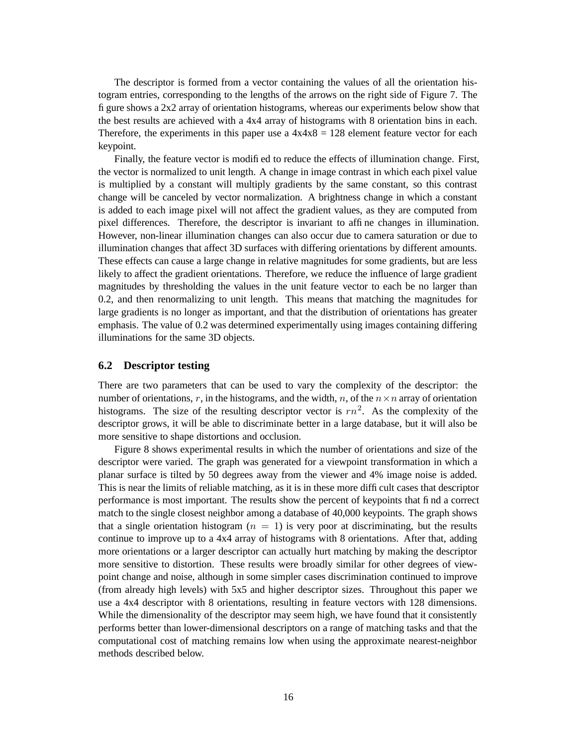The descriptor is formed from a vector containing the values of all the orientation histogram entries, corresponding to the lengths of the arrows on the right side of Figure 7. The figure shows a 2x2 array of orientation histograms, whereas our experiments below show that the best results are achieved with a 4x4 array of histograms with 8 orientation bins in each. Therefore, the experiments in this paper use a 4x4x8 = 128 element feature vector for each keypoint.

Finally, the feature vector is modified to reduce the effects of illumination change. First, the vector is normalized to unit length. A change in image contrast in which each pixel value is multiplied by a constant will multiply gradients by the same constant, so this contrast change will be canceled by vector normalization. A brightness change in which a constant is added to each image pixel will not affect the gradient values, as they are computed from pixel differences. Therefore, the descriptor is invariant to affine changes in illumination. However, non-linear illumination changes can also occur due to camera saturation or due to illumination changes that affect 3D surfaces with differing orientations by different amounts. These effects can cause a large change in relative magnitudes for some gradients, but are less likely to affect the gradient orientations. Therefore, we reduce the influence of large gradient magnitudes by thresholding the values in the unit feature vector to each be no larger than 0.2, and then renormalizing to unit length. This means that matching the magnitudes for large gradients is no longer as important, and that the distribution of orientations has greater emphasis. The value of 0.2 was determined experimentally using images containing differing illuminations for the same 3D objects.

### 6.2 Descriptor testing

There are two parameters that can be used to vary the complexity of the descriptor: the number of orientations, $r$, in the histograms, and the width, $n$, of the $n \times n$ array of orientation histograms. The size of the resulting descriptor vector is $rn^2$. As the complexity of the descriptor grows, it will be able to discriminate better in a large database, but it will also be more sensitive to shape distortions and occlusion.

Figure 8 shows experimental results in which the number of orientations and size of the descriptor were varied. The graph was generated for a viewpoint transformation in which a planar surface is tilted by 50 degrees away from the viewer and 4% image noise is added. This is near the limits of reliable matching, as it is in these more difficult cases that descriptor performance is most important. The results show the percent of keypoints that find a correct match to the single closest neighbor among a database of 40,000 keypoints. The graph shows that a single orientation histogram ($n = 1$) is very poor at discriminating, but the results continue to improve up to a 4x4 array of histograms with 8 orientations. After that, adding more orientations or a larger descriptor can actually hurt matching by making the descriptor more sensitive to distortion. These results were broadly similar for other degrees of viewpoint change and noise, although in some simpler cases discrimination continued to improve (from already high levels) with 5x5 and higher descriptor sizes. Throughout this paper we use a 4x4 descriptor with 8 orientations, resulting in feature vectors with 128 dimensions. While the dimensionality of the descriptor may seem high, we have found that it consistently performs better than lower-dimensional descriptors on a range of matching tasks and that the computational cost of matching remains low when using the approximate nearest-neighbor methods described below.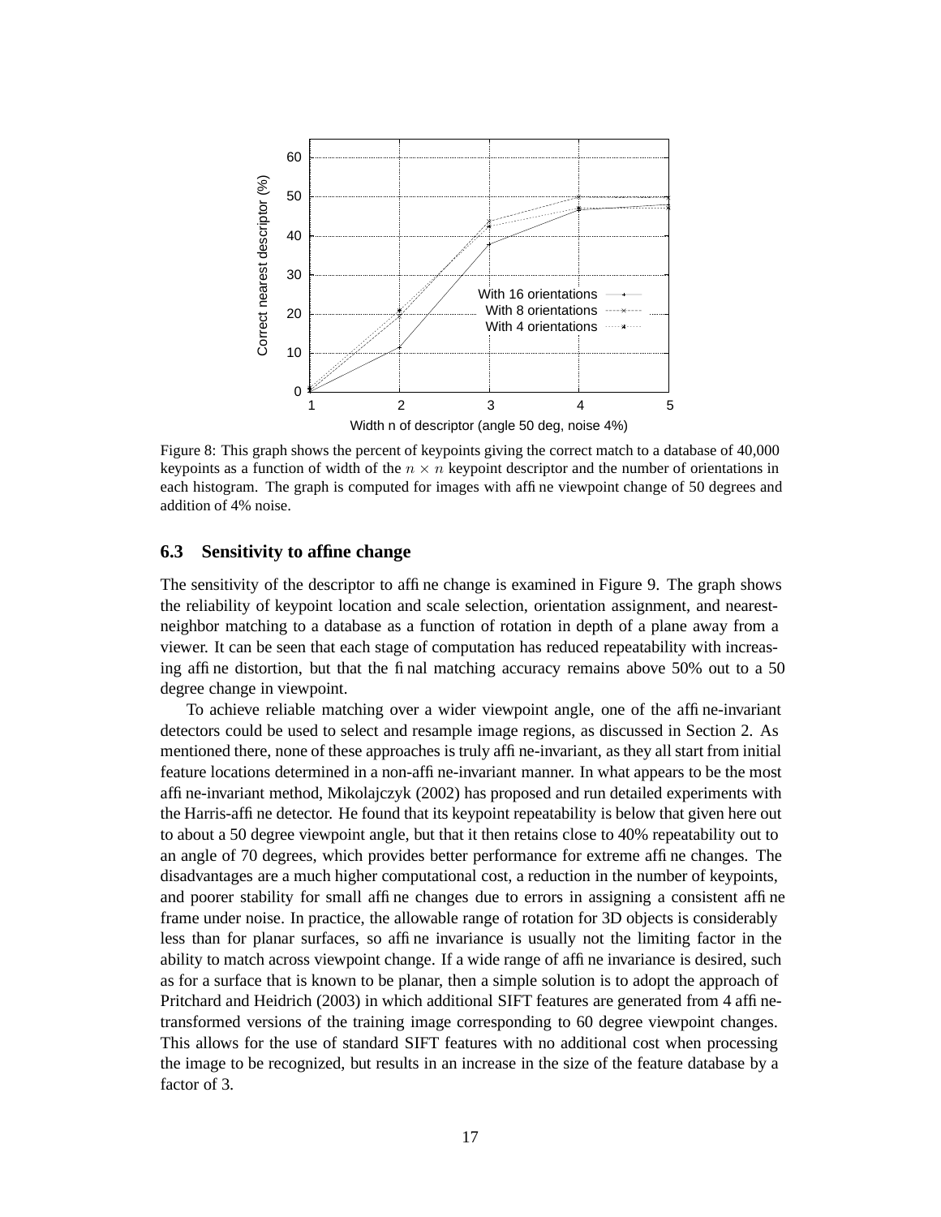Figure 8: This graph shows the percent of keypoints giving the correct match to a database of 40,000 keypoints as a function of width of the $n \times n$ keypoint descriptor and the number of orientations in each histogram. The graph is computed for images with affine viewpoint change of 50 degrees and addition of 4% noise.

### 6.3 Sensitivity to affine change

The sensitivity of the descriptor to affine change is examined in Figure 9. The graph shows the reliability of keypoint location and scale selection, orientation assignment, and nearest-neighbor matching to a database as a function of rotation in depth of a plane away from a viewer. It can be seen that each stage of computation has reduced repeatability with increasing affine distortion, but that the final matching accuracy remains above 50% out to a 50 degree change in viewpoint.

To achieve reliable matching over a wider viewpoint angle, one of the affine-invariant detectors could be used to select and resample image regions, as discussed in Section 2. As mentioned there, none of these approaches is truly affine-invariant, as they all start from initial feature locations determined in a non-affine-invariant manner. In what appears to be the most affine-invariant method, Mikolajczyk (2002) has proposed and run detailed experiments with the Harris-affine detector. He found that its keypoint repeatability is below that given here out to about a 50 degree viewpoint angle, but that it then retains close to 40% repeatability out to an angle of 70 degrees, which provides better performance for extreme affine changes. The disadvantages are a much higher computational cost, a reduction in the number of keypoints, and poorer stability for small affine changes due to errors in assigning a consistent affine frame under noise. In practice, the allowable range of rotation for 3D objects is considerably less than for planar surfaces, so affine invariance is usually not the limiting factor in the ability to match across viewpoint change. If a wide range of affine invariance is desired, such as for a surface that is known to be planar, then a simple solution is to adopt the approach of Pritchard and Heidrich (2003) in which additional SIFT features are generated from 4 affine-transformed versions of the training image corresponding to 60 degree viewpoint changes. This allows for the use of standard SIFT features with no additional cost when processing the image to be recognized, but results in an increase in the size of the feature database by a factor of 3.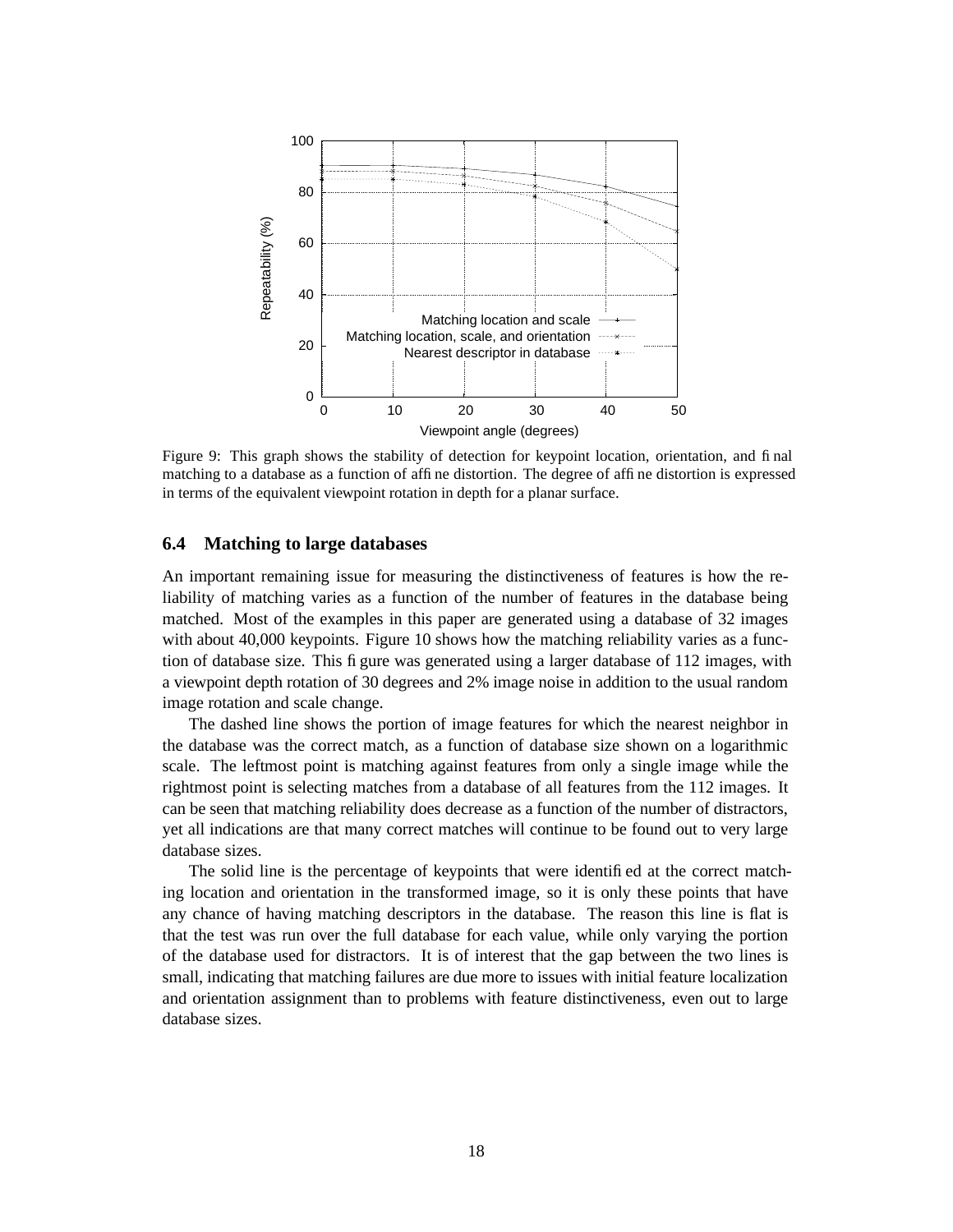Figure 9: This graph shows the stability of detection for keypoint location, orientation, and final matching to a database as a function of affine distortion. The degree of affine distortion is expressed in terms of the equivalent viewpoint rotation in depth for a planar surface.

### 6.4 Matching to large databases

An important remaining issue for measuring the distinctiveness of features is how the reliability of matching varies as a function of the number of features in the database being matched. Most of the examples in this paper are generated using a database of 32 images with about 40,000 keypoints. Figure 10 shows how the matching reliability varies as a function of database size. This figure was generated using a larger database of 112 images, with a viewpoint depth rotation of 30 degrees and 2% image noise in addition to the usual random image rotation and scale change.

The dashed line shows the portion of image features for which the nearest neighbor in the database was the correct match, as a function of database size shown on a logarithmic scale. The leftmost point is matching against features from only a single image while the rightmost point is selecting matches from a database of all features from the 112 images. It can be seen that matching reliability does decrease as a function of the number of distractors, yet all indications are that many correct matches will continue to be found out to very large database sizes.

The solid line is the percentage of keypoints that were identified at the correct matching location and orientation in the transformed image, so it is only these points that have any chance of having matching descriptors in the database. The reason this line is flat is that the test was run over the full database for each value, while only varying the portion of the database used for distractors. It is of interest that the gap between the two lines is small, indicating that matching failures are due more to issues with initial feature localization and orientation assignment than to problems with feature distinctiveness, even out to large database sizes.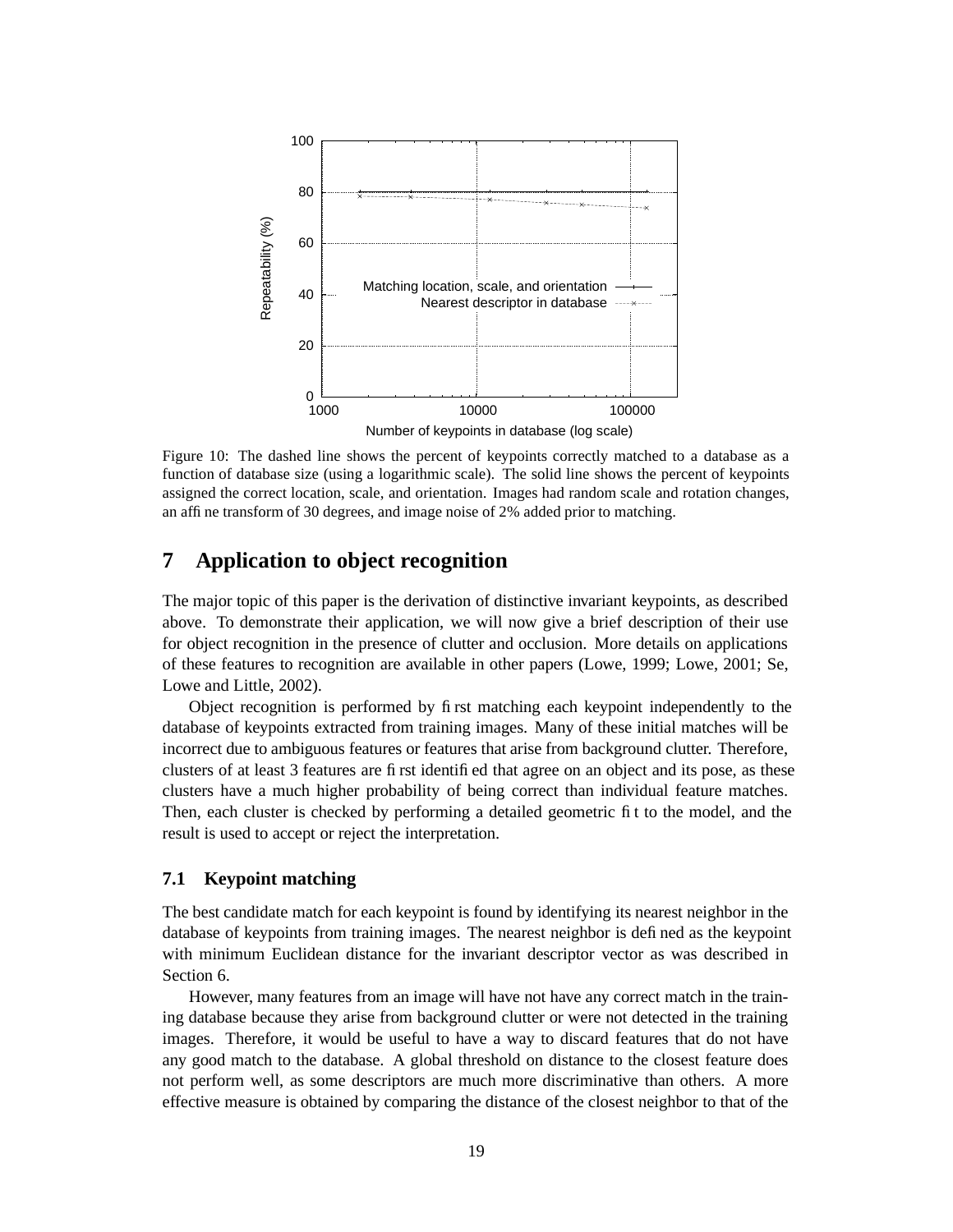100

80

60

40

20

0

1000

10000

100000

Repeatability (%)

Number of keypoints in database (log scale)

Matching location, scale, and orientation

Nearest descriptor in database

Figure 10: The dashed line shows the percent of keypoints correctly matched to a database as a function of database size (using a logarithmic scale). The solid line shows the percent of keypoints assigned the correct location, scale, and orientation. Images had random scale and rotation changes, an affine transform of 30 degrees, and image noise of 2% added prior to matching.

# 7 Application to object recognition

The major topic of this paper is the derivation of distinctive invariant keypoints, as described above. To demonstrate their application, we will now give a brief description of their use for object recognition in the presence of clutter and occlusion. More details on applications of these features to recognition are available in other papers (Lowe, 1999; Lowe, 2001; Se, Lowe and Little, 2002).

Object recognition is performed by first matching each keypoint independently to the database of keypoints extracted from training images. Many of these initial matches will be incorrect due to ambiguous features or features that arise from background clutter. Therefore, clusters of at least 3 features are first identified that agree on an object and its pose, as these clusters have a much higher probability of being correct than individual feature matches. Then, each cluster is checked by performing a detailed geometric fit to the model, and the result is used to accept or reject the interpretation.

## 7.1 Keypoint matching

The best candidate match for each keypoint is found by identifying its nearest neighbor in the database of keypoints from training images. The nearest neighbor is defined as the keypoint with minimum Euclidean distance for the invariant descriptor vector as was described in Section 6.

However, many features from an image will have not have any correct match in the training database because they arise from background clutter or were not detected in the training images. Therefore, it would be useful to have a way to discard features that do not have any good match to the database. A global threshold on distance to the closest feature does not perform well, as some descriptors are much more discriminative than others. A more effective measure is obtained by comparing the distance of the closest neighbor to that of the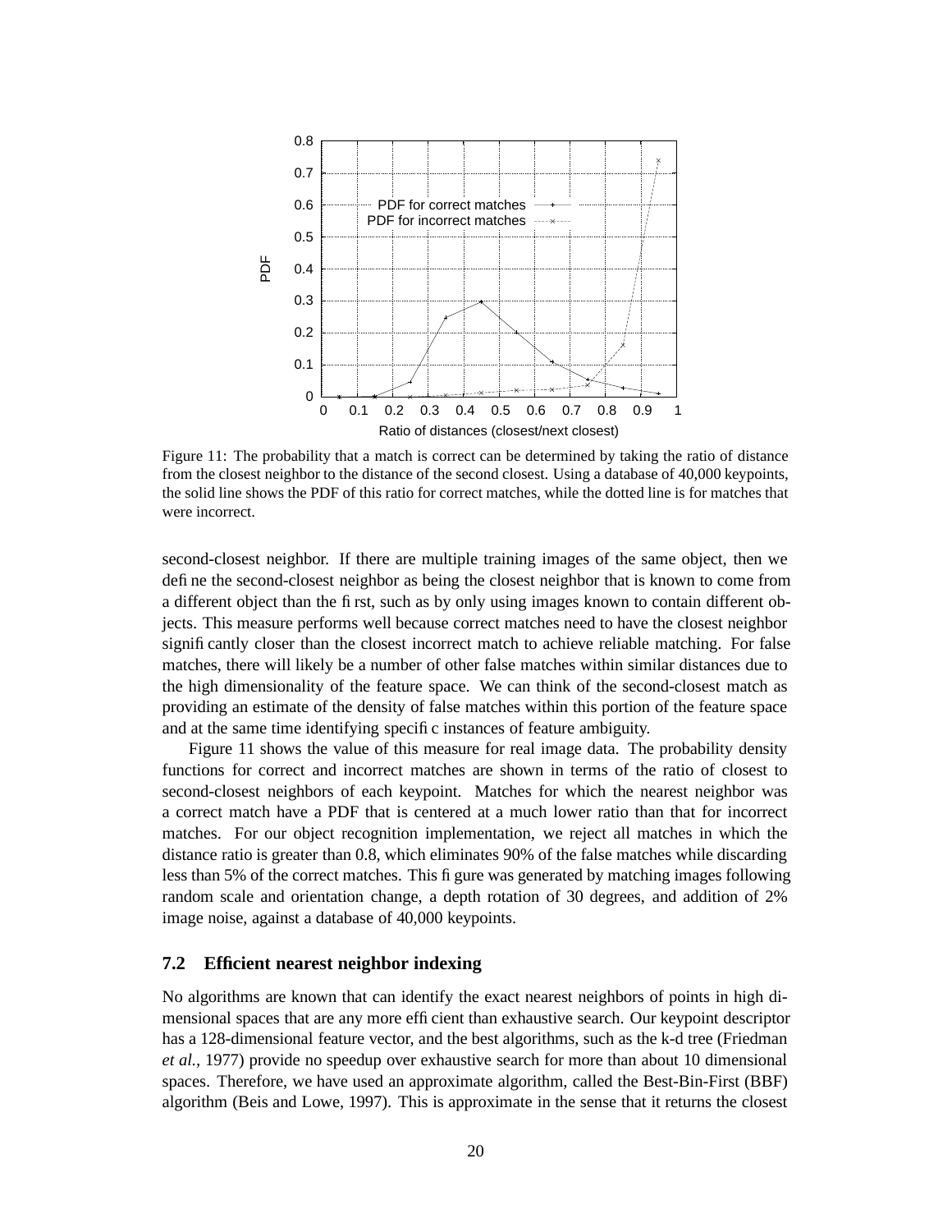Figure 11: The probability that a match is correct can be determined by taking the ratio of distance from the closest neighbor to the distance of the second closest. Using a database of 40,000 keypoints, the solid line shows the PDF of this ratio for correct matches, while the dotted line is for matches that were incorrect.

second-closest neighbor. If there are multiple training images of the same object, then we define the second-closest neighbor as being the closest neighbor that is known to come from a different object than the first, such as by only using images known to contain different objects. This measure performs well because correct matches need to have the closest neighbor significantly closer than the closest incorrect match to achieve reliable matching. For false matches, there will likely be a number of other false matches within similar distances due to the high dimensionality of the feature space. We can think of the second-closest match as providing an estimate of the density of false matches within this portion of the feature space and at the same time identifying specific instances of feature ambiguity.

Figure 11 shows the value of this measure for real image data. The probability density functions for correct and incorrect matches are shown in terms of the ratio of closest to second-closest neighbors of each keypoint. Matches for which the nearest neighbor was a correct match have a PDF that is centered at a much lower ratio than that for incorrect matches. For our object recognition implementation, we reject all matches in which the distance ratio is greater than 0.8, which eliminates 90% of the false matches while discarding less than 5% of the correct matches. This figure was generated by matching images following random scale and orientation change, a depth rotation of 30 degrees, and addition of 2% image noise, against a database of 40,000 keypoints.

### 7.2 Efficient nearest neighbor indexing

No algorithms are known that can identify the exact nearest neighbors of points in high dimensional spaces that are any more efficient than exhaustive search. Our keypoint descriptor has a 128-dimensional feature vector, and the best algorithms, such as the k-d tree (Friedman *et al.,* 1977) provide no speedup over exhaustive search for more than about 10 dimensional spaces. Therefore, we have used an approximate algorithm, called the Best-Bin-First (BBF) algorithm (Beis and Lowe, 1997). This is approximate in the sense that it returns the closest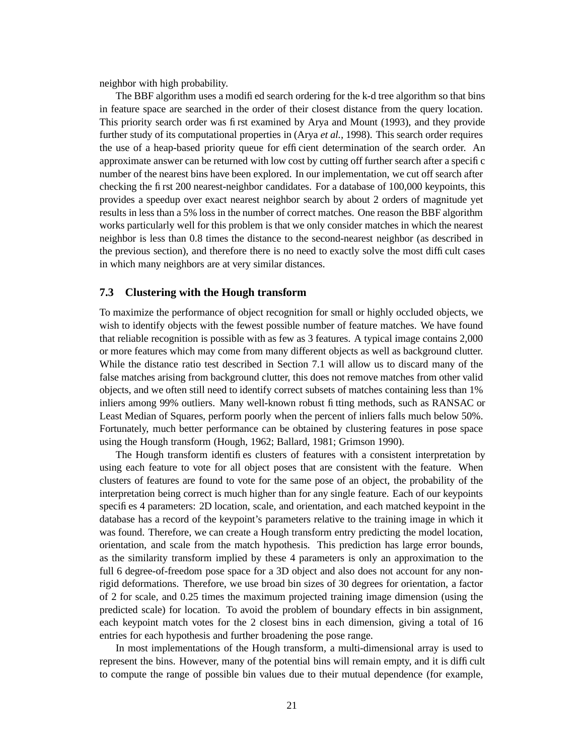neighbor with high probability.

The BBF algorithm uses a modified search ordering for the k-d tree algorithm so that bins in feature space are searched in the order of their closest distance from the query location. This priority search order was first examined by Arya and Mount (1993), and they provide further study of its computational properties in (Arya *et al.,* 1998). This search order requires the use of a heap-based priority queue for efficient determination of the search order. An approximate answer can be returned with low cost by cutting off further search after a specific number of the nearest bins have been explored. In our implementation, we cut off search after checking the first 200 nearest-neighbor candidates. For a database of 100,000 keypoints, this provides a speedup over exact nearest neighbor search by about 2 orders of magnitude yet results in less than a 5% loss in the number of correct matches. One reason the BBF algorithm works particularly well for this problem is that we only consider matches in which the nearest neighbor is less than 0.8 times the distance to the second-nearest neighbor (as described in the previous section), and therefore there is no need to exactly solve the most difficult cases in which many neighbors are at very similar distances.

### 7.3 Clustering with the Hough transform

To maximize the performance of object recognition for small or highly occluded objects, we wish to identify objects with the fewest possible number of feature matches. We have found that reliable recognition is possible with as few as 3 features. A typical image contains 2,000 or more features which may come from many different objects as well as background clutter. While the distance ratio test described in Section 7.1 will allow us to discard many of the false matches arising from background clutter, this does not remove matches from other valid objects, and we often still need to identify correct subsets of matches containing less than 1% inliers among 99% outliers. Many well-known robust fitting methods, such as RANSAC or Least Median of Squares, perform poorly when the percent of inliers falls much below 50%. Fortunately, much better performance can be obtained by clustering features in pose space using the Hough transform (Hough, 1962; Ballard, 1981; Grimson 1990).

The Hough transform identifies clusters of features with a consistent interpretation by using each feature to vote for all object poses that are consistent with the feature. When clusters of features are found to vote for the same pose of an object, the probability of the interpretation being correct is much higher than for any single feature. Each of our keypoints specifies 4 parameters: 2D location, scale, and orientation, and each matched keypoint in the database has a record of the keypoint's parameters relative to the training image in which it was found. Therefore, we can create a Hough transform entry predicting the model location, orientation, and scale from the match hypothesis. This prediction has large error bounds, as the similarity transform implied by these 4 parameters is only an approximation to the full 6 degree-of-freedom pose space for a 3D object and also does not account for any non-rigid deformations. Therefore, we use broad bin sizes of 30 degrees for orientation, a factor of 2 for scale, and 0.25 times the maximum projected training image dimension (using the predicted scale) for location. To avoid the problem of boundary effects in bin assignment, each keypoint match votes for the 2 closest bins in each dimension, giving a total of 16 entries for each hypothesis and further broadening the pose range.

In most implementations of the Hough transform, a multi-dimensional array is used to represent the bins. However, many of the potential bins will remain empty, and it is difficult to compute the range of possible bin values due to their mutual dependence (for example,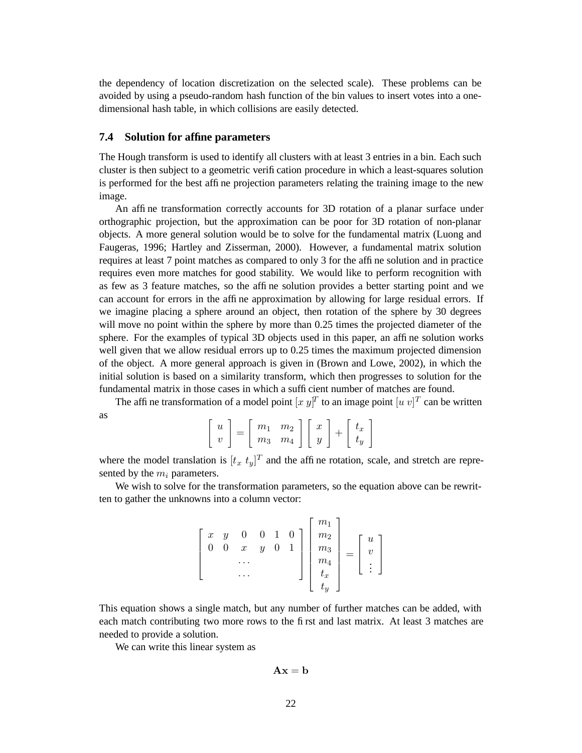the dependency of location discretization on the selected scale). These problems can be avoided by using a pseudo-random hash function of the bin values to insert votes into a one-dimensional hash table, in which collisions are easily detected.

### 7.4 Solution for affine parameters

The Hough transform is used to identify all clusters with at least 3 entries in a bin. Each such cluster is then subject to a geometric verification procedure in which a least-squares solution is performed for the best affine projection parameters relating the training image to the new image.

An affine transformation correctly accounts for 3D rotation of a planar surface under orthographic projection, but the approximation can be poor for 3D rotation of non-planar objects. A more general solution would be to solve for the fundamental matrix (Luong and Faugeras, 1996; Hartley and Zisserman, 2000). However, a fundamental matrix solution requires at least 7 point matches as compared to only 3 for the affine solution and in practice requires even more matches for good stability. We would like to perform recognition with as few as 3 feature matches, so the affine solution provides a better starting point and we can account for errors in the affine approximation by allowing for large residual errors. If we imagine placing a sphere around an object, then rotation of the sphere by 30 degrees will move no point within the sphere by more than 0.25 times the projected diameter of the sphere. For the examples of typical 3D objects used in this paper, an affine solution works well given that we allow residual errors up to 0.25 times the maximum projected dimension of the object. A more general approach is given in (Brown and Lowe, 2002), in which the initial solution is based on a similarity transform, which then progresses to solution for the fundamental matrix in those cases in which a sufficient number of matches are found.

The affine transformation of a model point $[x\ y]^T$ to an image point $[u\ v]^T$ can be written as

$$\begin{bmatrix} u \\ v \end{bmatrix} = \begin{bmatrix} m_1 & m_2 \\ m_3 & m_4 \end{bmatrix} \begin{bmatrix} x \\ y \end{bmatrix} + \begin{bmatrix} t_x \\ t_y \end{bmatrix}$$

where the model translation is $[t_x\ t_y]^T$ and the affine rotation, scale, and stretch are represented by the $m_i$ parameters.

We wish to solve for the transformation parameters, so the equation above can be rewritten to gather the unknowns into a column vector:

$$\begin{bmatrix} x & y & 0 & 0 & 1 & 0 \\ 0 & 0 & x & y & 0 & 1 \\ & & \cdots & & & \\ & & \cdots & & & \end{bmatrix} \begin{bmatrix} m_1 \\ m_2 \\ m_3 \\ m_4 \\ t_x \\ t_y \end{bmatrix} = \begin{bmatrix} u \\ v \\ \vdots \end{bmatrix}$$

This equation shows a single match, but any number of further matches can be added, with each match contributing two more rows to the first and last matrix. At least 3 matches are needed to provide a solution.

We can write this linear system as

$$\mathbf{A}\mathbf{x} = \mathbf{b}$$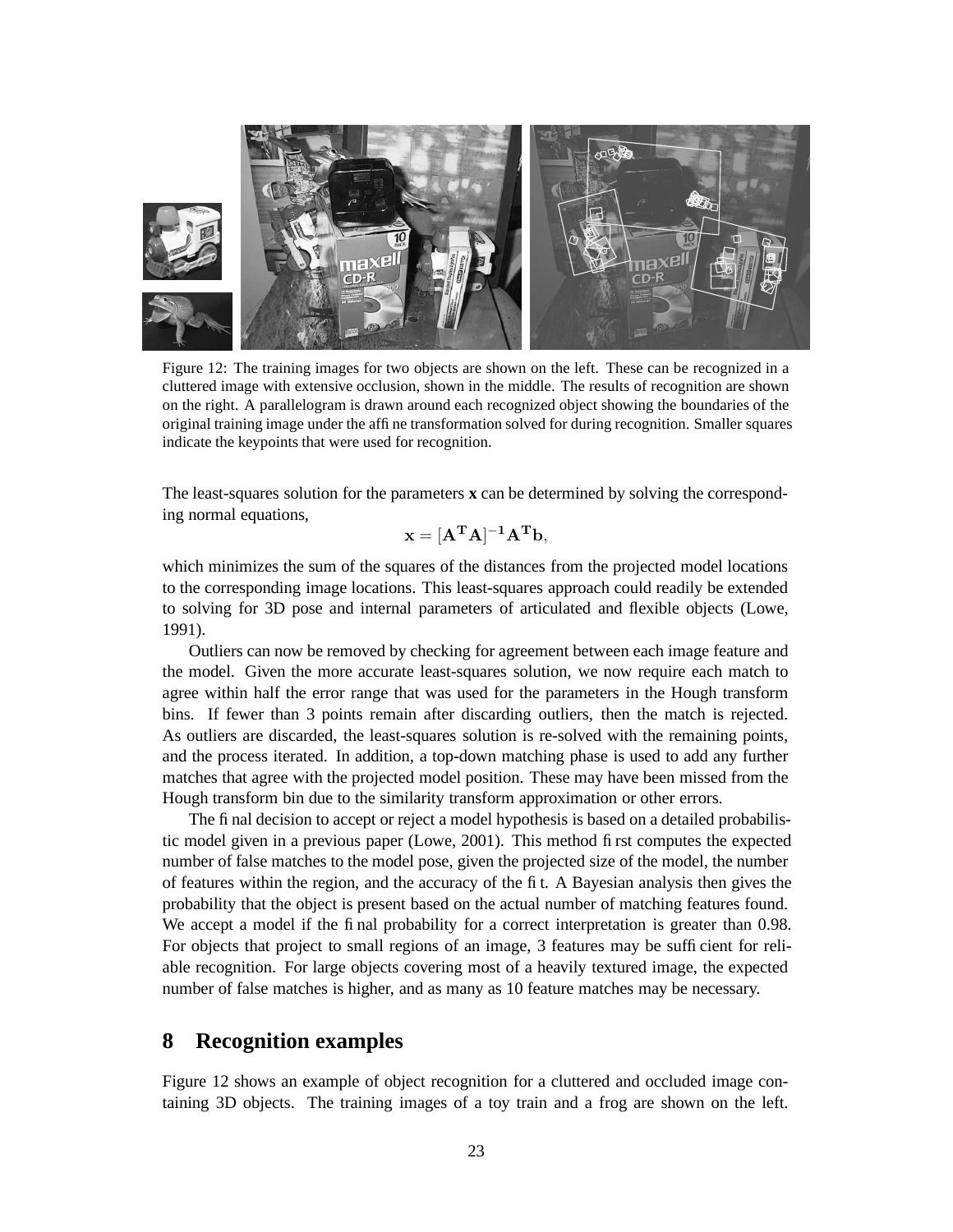Figure 12: The training images for two objects are shown on the left. These can be recognized in a cluttered image with extensive occlusion, shown in the middle. The results of recognition are shown on the right. A parallelogram is drawn around each recognized object showing the boundaries of the original training image under the affine transformation solved for during recognition. Smaller squares indicate the keypoints that were used for recognition.

The least-squares solution for the parameters **x** can be determined by solving the corresponding normal equations,

$$\mathbf{x} = [\mathbf{A^T A}]^{-1}\mathbf{A^T b},$$

which minimizes the sum of the squares of the distances from the projected model locations to the corresponding image locations. This least-squares approach could readily be extended to solving for 3D pose and internal parameters of articulated and flexible objects (Lowe, 1991).

Outliers can now be removed by checking for agreement between each image feature and the model. Given the more accurate least-squares solution, we now require each match to agree within half the error range that was used for the parameters in the Hough transform bins. If fewer than 3 points remain after discarding outliers, then the match is rejected. As outliers are discarded, the least-squares solution is re-solved with the remaining points, and the process iterated. In addition, a top-down matching phase is used to add any further matches that agree with the projected model position. These may have been missed from the Hough transform bin due to the similarity transform approximation or other errors.

The final decision to accept or reject a model hypothesis is based on a detailed probabilistic model given in a previous paper (Lowe, 2001). This method first computes the expected number of false matches to the model pose, given the projected size of the model, the number of features within the region, and the accuracy of the fit. A Bayesian analysis then gives the probability that the object is present based on the actual number of matching features found. We accept a model if the final probability for a correct interpretation is greater than 0.98. For objects that project to small regions of an image, 3 features may be sufficient for reliable recognition. For large objects covering most of a heavily textured image, the expected number of false matches is higher, and as many as 10 feature matches may be necessary.

## 8 Recognition examples

Figure 12 shows an example of object recognition for a cluttered and occluded image containing 3D objects. The training images of a toy train and a frog are shown on the left.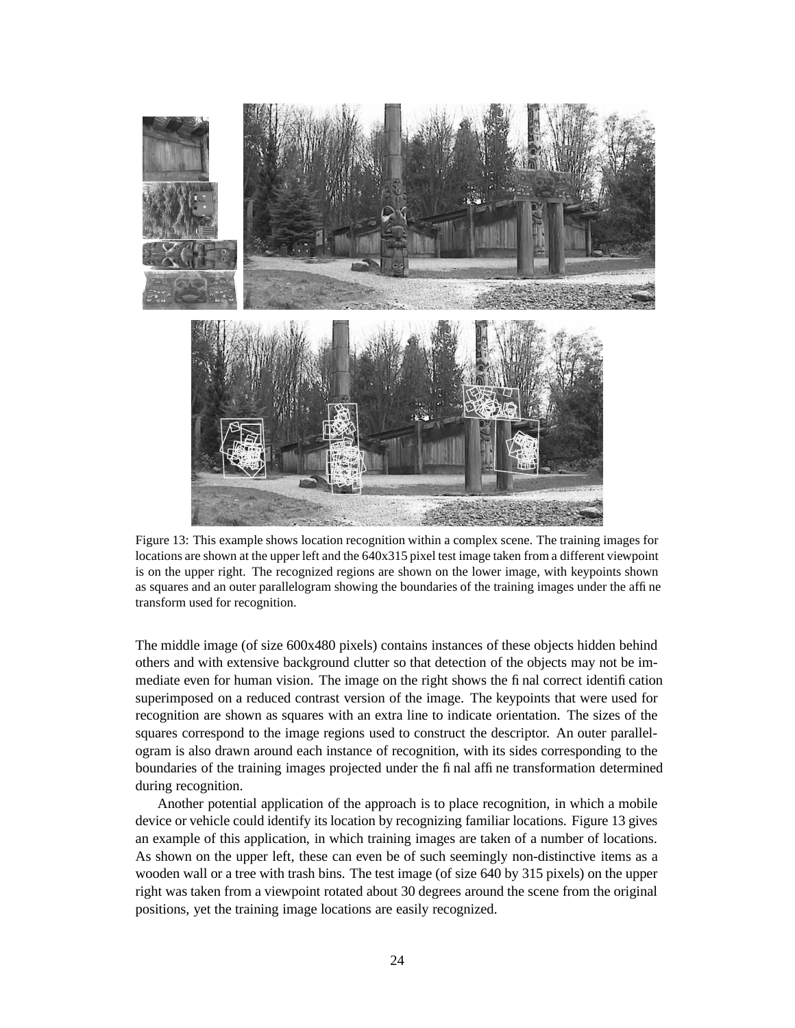Figure 13: This example shows location recognition within a complex scene. The training images for locations are shown at the upper left and the 640x315 pixel test image taken from a different viewpoint is on the upper right. The recognized regions are shown on the lower image, with keypoints shown as squares and an outer parallelogram showing the boundaries of the training images under the affine transform used for recognition.

The middle image (of size 600x480 pixels) contains instances of these objects hidden behind others and with extensive background clutter so that detection of the objects may not be immediate even for human vision. The image on the right shows the final correct identification superimposed on a reduced contrast version of the image. The keypoints that were used for recognition are shown as squares with an extra line to indicate orientation. The sizes of the squares correspond to the image regions used to construct the descriptor. An outer parallelogram is also drawn around each instance of recognition, with its sides corresponding to the boundaries of the training images projected under the final affine transformation determined during recognition.

Another potential application of the approach is to place recognition, in which a mobile device or vehicle could identify its location by recognizing familiar locations. Figure 13 gives an example of this application, in which training images are taken of a number of locations. As shown on the upper left, these can even be of such seemingly non-distinctive items as a wooden wall or a tree with trash bins. The test image (of size 640 by 315 pixels) on the upper right was taken from a viewpoint rotated about 30 degrees around the scene from the original positions, yet the training image locations are easily recognized.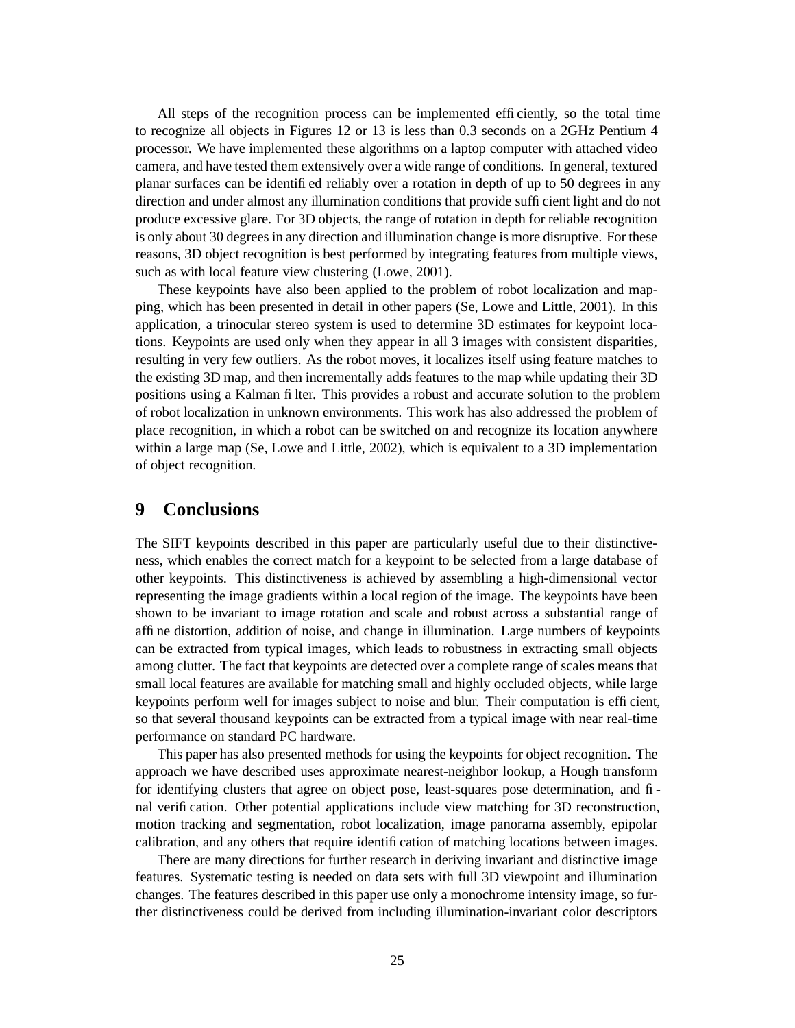All steps of the recognition process can be implemented efficiently, so the total time to recognize all objects in Figures 12 or 13 is less than 0.3 seconds on a 2GHz Pentium 4 processor. We have implemented these algorithms on a laptop computer with attached video camera, and have tested them extensively over a wide range of conditions. In general, textured planar surfaces can be identified reliably over a rotation in depth of up to 50 degrees in any direction and under almost any illumination conditions that provide sufficient light and do not produce excessive glare. For 3D objects, the range of rotation in depth for reliable recognition is only about 30 degrees in any direction and illumination change is more disruptive. For these reasons, 3D object recognition is best performed by integrating features from multiple views, such as with local feature view clustering (Lowe, 2001).

These keypoints have also been applied to the problem of robot localization and mapping, which has been presented in detail in other papers (Se, Lowe and Little, 2001). In this application, a trinocular stereo system is used to determine 3D estimates for keypoint locations. Keypoints are used only when they appear in all 3 images with consistent disparities, resulting in very few outliers. As the robot moves, it localizes itself using feature matches to the existing 3D map, and then incrementally adds features to the map while updating their 3D positions using a Kalman filter. This provides a robust and accurate solution to the problem of robot localization in unknown environments. This work has also addressed the problem of place recognition, in which a robot can be switched on and recognize its location anywhere within a large map (Se, Lowe and Little, 2002), which is equivalent to a 3D implementation of object recognition.

# 9 Conclusions

The SIFT keypoints described in this paper are particularly useful due to their distinctiveness, which enables the correct match for a keypoint to be selected from a large database of other keypoints. This distinctiveness is achieved by assembling a high-dimensional vector representing the image gradients within a local region of the image. The keypoints have been shown to be invariant to image rotation and scale and robust across a substantial range of affine distortion, addition of noise, and change in illumination. Large numbers of keypoints can be extracted from typical images, which leads to robustness in extracting small objects among clutter. The fact that keypoints are detected over a complete range of scales means that small local features are available for matching small and highly occluded objects, while large keypoints perform well for images subject to noise and blur. Their computation is efficient, so that several thousand keypoints can be extracted from a typical image with near real-time performance on standard PC hardware.

This paper has also presented methods for using the keypoints for object recognition. The approach we have described uses approximate nearest-neighbor lookup, a Hough transform for identifying clusters that agree on object pose, least-squares pose determination, and final verification. Other potential applications include view matching for 3D reconstruction, motion tracking and segmentation, robot localization, image panorama assembly, epipolar calibration, and any others that require identification of matching locations between images.

There are many directions for further research in deriving invariant and distinctive image features. Systematic testing is needed on data sets with full 3D viewpoint and illumination changes. The features described in this paper use only a monochrome intensity image, so further distinctiveness could be derived from including illumination-invariant color descriptors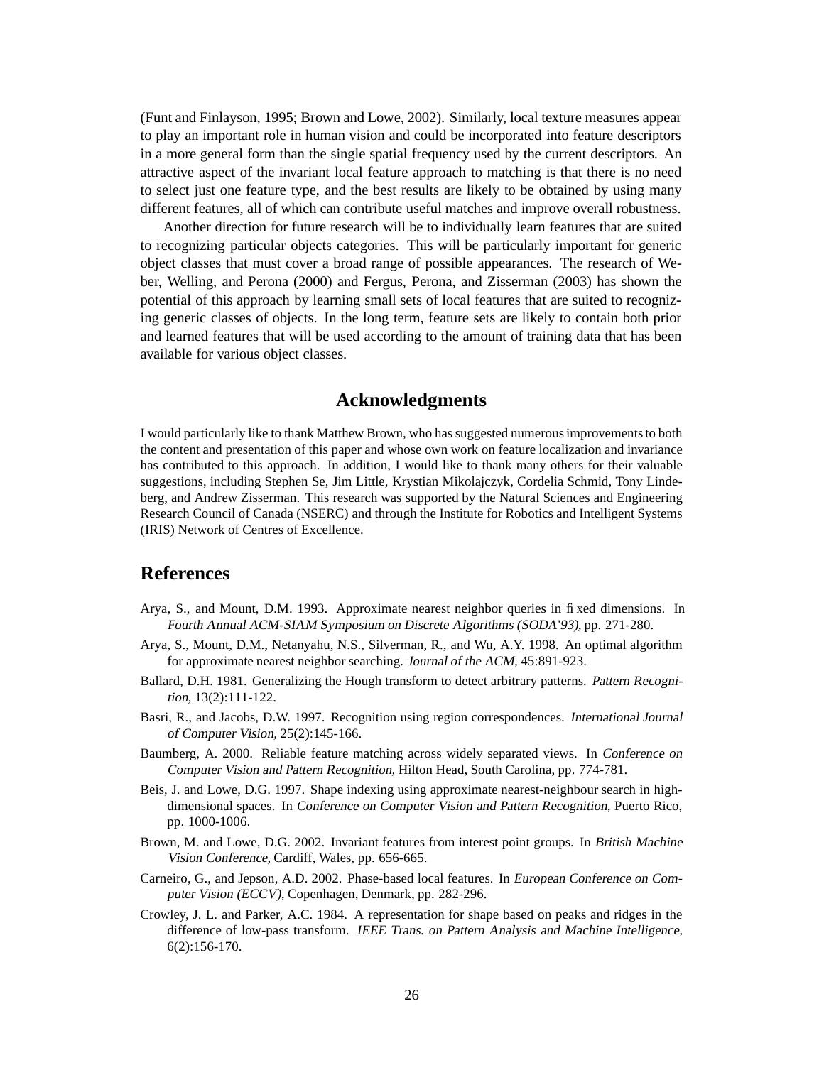(Funt and Finlayson, 1995; Brown and Lowe, 2002). Similarly, local texture measures appear to play an important role in human vision and could be incorporated into feature descriptors in a more general form than the single spatial frequency used by the current descriptors. An attractive aspect of the invariant local feature approach to matching is that there is no need to select just one feature type, and the best results are likely to be obtained by using many different features, all of which can contribute useful matches and improve overall robustness.

Another direction for future research will be to individually learn features that are suited to recognizing particular objects categories. This will be particularly important for generic object classes that must cover a broad range of possible appearances. The research of Weber, Welling, and Perona (2000) and Fergus, Perona, and Zisserman (2003) has shown the potential of this approach by learning small sets of local features that are suited to recognizing generic classes of objects. In the long term, feature sets are likely to contain both prior and learned features that will be used according to the amount of training data that has been available for various object classes.

## Acknowledgments

I would particularly like to thank Matthew Brown, who has suggested numerous improvements to both the content and presentation of this paper and whose own work on feature localization and invariance has contributed to this approach. In addition, I would like to thank many others for their valuable suggestions, including Stephen Se, Jim Little, Krystian Mikolajczyk, Cordelia Schmid, Tony Lindeberg, and Andrew Zisserman. This research was supported by the Natural Sciences and Engineering Research Council of Canada (NSERC) and through the Institute for Robotics and Intelligent Systems (IRIS) Network of Centres of Excellence.

## References

Arya, S., and Mount, D.M. 1993. Approximate nearest neighbor queries in fixed dimensions. In *Fourth Annual ACM-SIAM Symposium on Discrete Algorithms (SODA'93)*, pp. 271-280.

Arya, S., Mount, D.M., Netanyahu, N.S., Silverman, R., and Wu, A.Y. 1998. An optimal algorithm for approximate nearest neighbor searching. *Journal of the ACM*, 45:891-923.

Ballard, D.H. 1981. Generalizing the Hough transform to detect arbitrary patterns. *Pattern Recognition*, 13(2):111-122.

Basri, R., and Jacobs, D.W. 1997. Recognition using region correspondences. *International Journal of Computer Vision*, 25(2):145-166.

Baumberg, A. 2000. Reliable feature matching across widely separated views. In *Conference on Computer Vision and Pattern Recognition*, Hilton Head, South Carolina, pp. 774-781.

Beis, J. and Lowe, D.G. 1997. Shape indexing using approximate nearest-neighbour search in high-dimensional spaces. In *Conference on Computer Vision and Pattern Recognition*, Puerto Rico, pp. 1000-1006.

Brown, M. and Lowe, D.G. 2002. Invariant features from interest point groups. In *British Machine Vision Conference*, Cardiff, Wales, pp. 656-665.

Carneiro, G., and Jepson, A.D. 2002. Phase-based local features. In *European Conference on Computer Vision (ECCV)*, Copenhagen, Denmark, pp. 282-296.

Crowley, J. L. and Parker, A.C. 1984. A representation for shape based on peaks and ridges in the difference of low-pass transform. *IEEE Trans. on Pattern Analysis and Machine Intelligence*, 6(2):156-170.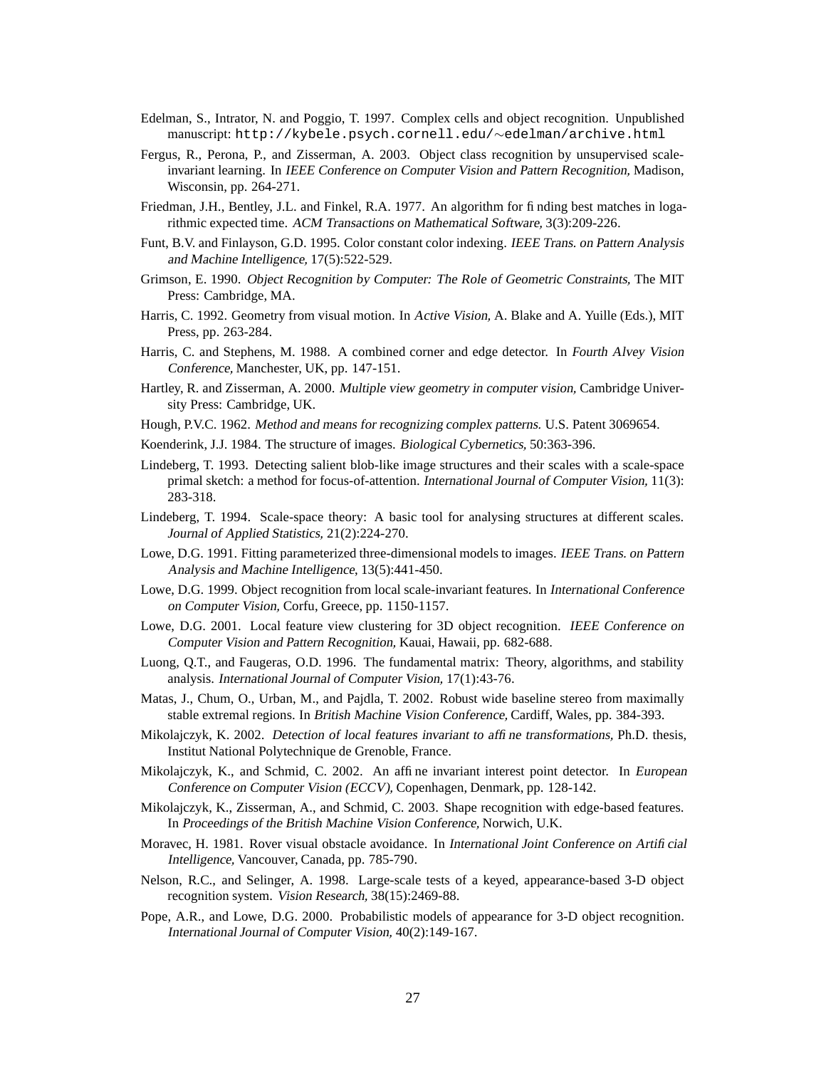Edelman, S., Intrator, N. and Poggio, T. 1997. Complex cells and object recognition. Unpublished manuscript: http://kybele.psych.cornell.edu/∼edelman/archive.html

Fergus, R., Perona, P., and Zisserman, A. 2003. Object class recognition by unsupervised scale-invariant learning. In *IEEE Conference on Computer Vision and Pattern Recognition,* Madison, Wisconsin, pp. 264-271.

Friedman, J.H., Bentley, J.L. and Finkel, R.A. 1977. An algorithm for finding best matches in logarithmic expected time. *ACM Transactions on Mathematical Software,* 3(3):209-226.

Funt, B.V. and Finlayson, G.D. 1995. Color constant color indexing. *IEEE Trans. on Pattern Analysis and Machine Intelligence,* 17(5):522-529.

Grimson, E. 1990. *Object Recognition by Computer: The Role of Geometric Constraints,* The MIT Press: Cambridge, MA.

Harris, C. 1992. Geometry from visual motion. In *Active Vision,* A. Blake and A. Yuille (Eds.), MIT Press, pp. 263-284.

Harris, C. and Stephens, M. 1988. A combined corner and edge detector. In *Fourth Alvey Vision Conference,* Manchester, UK, pp. 147-151.

Hartley, R. and Zisserman, A. 2000. *Multiple view geometry in computer vision,* Cambridge University Press: Cambridge, UK.

Hough, P.V.C. 1962. *Method and means for recognizing complex patterns.* U.S. Patent 3069654.

Koenderink, J.J. 1984. The structure of images. *Biological Cybernetics,* 50:363-396.

Lindeberg, T. 1993. Detecting salient blob-like image structures and their scales with a scale-space primal sketch: a method for focus-of-attention. *International Journal of Computer Vision,* 11(3): 283-318.

Lindeberg, T. 1994. Scale-space theory: A basic tool for analysing structures at different scales. *Journal of Applied Statistics,* 21(2):224-270.

Lowe, D.G. 1991. Fitting parameterized three-dimensional models to images. *IEEE Trans. on Pattern Analysis and Machine Intelligence,* 13(5):441-450.

Lowe, D.G. 1999. Object recognition from local scale-invariant features. In *International Conference on Computer Vision,* Corfu, Greece, pp. 1150-1157.

Lowe, D.G. 2001. Local feature view clustering for 3D object recognition. *IEEE Conference on Computer Vision and Pattern Recognition,* Kauai, Hawaii, pp. 682-688.

Luong, Q.T., and Faugeras, O.D. 1996. The fundamental matrix: Theory, algorithms, and stability analysis. *International Journal of Computer Vision,* 17(1):43-76.

Matas, J., Chum, O., Urban, M., and Pajdla, T. 2002. Robust wide baseline stereo from maximally stable extremal regions. In *British Machine Vision Conference,* Cardiff, Wales, pp. 384-393.

Mikolajczyk, K. 2002. *Detection of local features invariant to affine transformations,* Ph.D. thesis, Institut National Polytechnique de Grenoble, France.

Mikolajczyk, K., and Schmid, C. 2002. An affine invariant interest point detector. In *European Conference on Computer Vision (ECCV),* Copenhagen, Denmark, pp. 128-142.

Mikolajczyk, K., Zisserman, A., and Schmid, C. 2003. Shape recognition with edge-based features. In *Proceedings of the British Machine Vision Conference,* Norwich, U.K.

Moravec, H. 1981. Rover visual obstacle avoidance. In *International Joint Conference on Artificial Intelligence,* Vancouver, Canada, pp. 785-790.

Nelson, R.C., and Selinger, A. 1998. Large-scale tests of a keyed, appearance-based 3-D object recognition system. *Vision Research,* 38(15):2469-88.

Pope, A.R., and Lowe, D.G. 2000. Probabilistic models of appearance for 3-D object recognition. *International Journal of Computer Vision,* 40(2):149-167.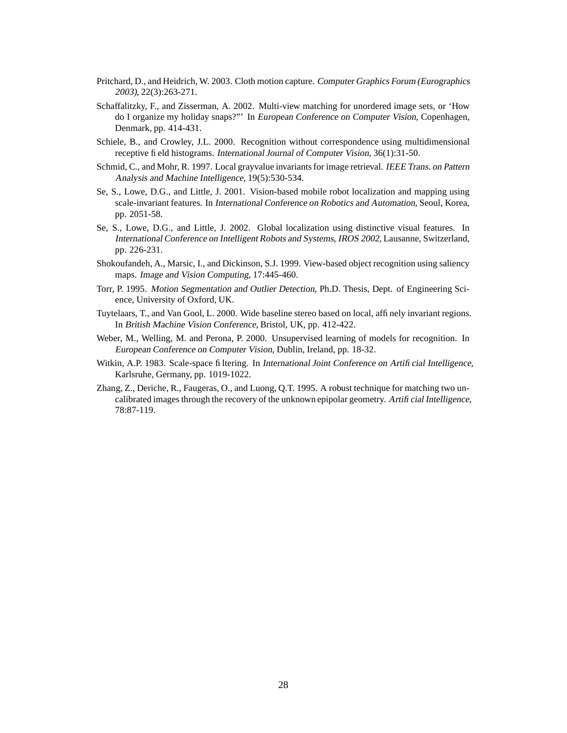Pritchard, D., and Heidrich, W. 2003. Cloth motion capture. *Computer Graphics Forum (Eurographics 2003),* 22(3):263-271.

Schaffalitzky, F., and Zisserman, A. 2002. Multi-view matching for unordered image sets, or 'How do I organize my holiday snaps?"' In *European Conference on Computer Vision,* Copenhagen, Denmark, pp. 414-431.

Schiele, B., and Crowley, J.L. 2000. Recognition without correspondence using multidimensional receptive field histograms. *International Journal of Computer Vision,* 36(1):31-50.

Schmid, C., and Mohr, R. 1997. Local grayvalue invariants for image retrieval. *IEEE Trans. on Pattern Analysis and Machine Intelligence*, 19(5):530-534.

Se, S., Lowe, D.G., and Little, J. 2001. Vision-based mobile robot localization and mapping using scale-invariant features. In *International Conference on Robotics and Automation,* Seoul, Korea, pp. 2051-58.

Se, S., Lowe, D.G., and Little, J. 2002. Global localization using distinctive visual features. In *International Conference on Intelligent Robots and Systems, IROS 2002,* Lausanne, Switzerland, pp. 226-231.

Shokoufandeh, A., Marsic, I., and Dickinson, S.J. 1999. View-based object recognition using saliency maps. *Image and Vision Computing,* 17:445-460.

Torr, P. 1995. *Motion Segmentation and Outlier Detection,* Ph.D. Thesis, Dept. of Engineering Science, University of Oxford, UK.

Tuytelaars, T., and Van Gool, L. 2000. Wide baseline stereo based on local, affinely invariant regions. In *British Machine Vision Conference,* Bristol, UK, pp. 412-422.

Weber, M., Welling, M. and Perona, P. 2000. Unsupervised learning of models for recognition. In *European Conference on Computer Vision,* Dublin, Ireland, pp. 18-32.

Witkin, A.P. 1983. Scale-space filtering. In *International Joint Conference on Artificial Intelligence,* Karlsruhe, Germany, pp. 1019-1022.

Zhang, Z., Deriche, R., Faugeras, O., and Luong, Q.T. 1995. A robust technique for matching two uncalibrated images through the recovery of the unknown epipolar geometry. *Artificial Intelligence,* 78:87-119.